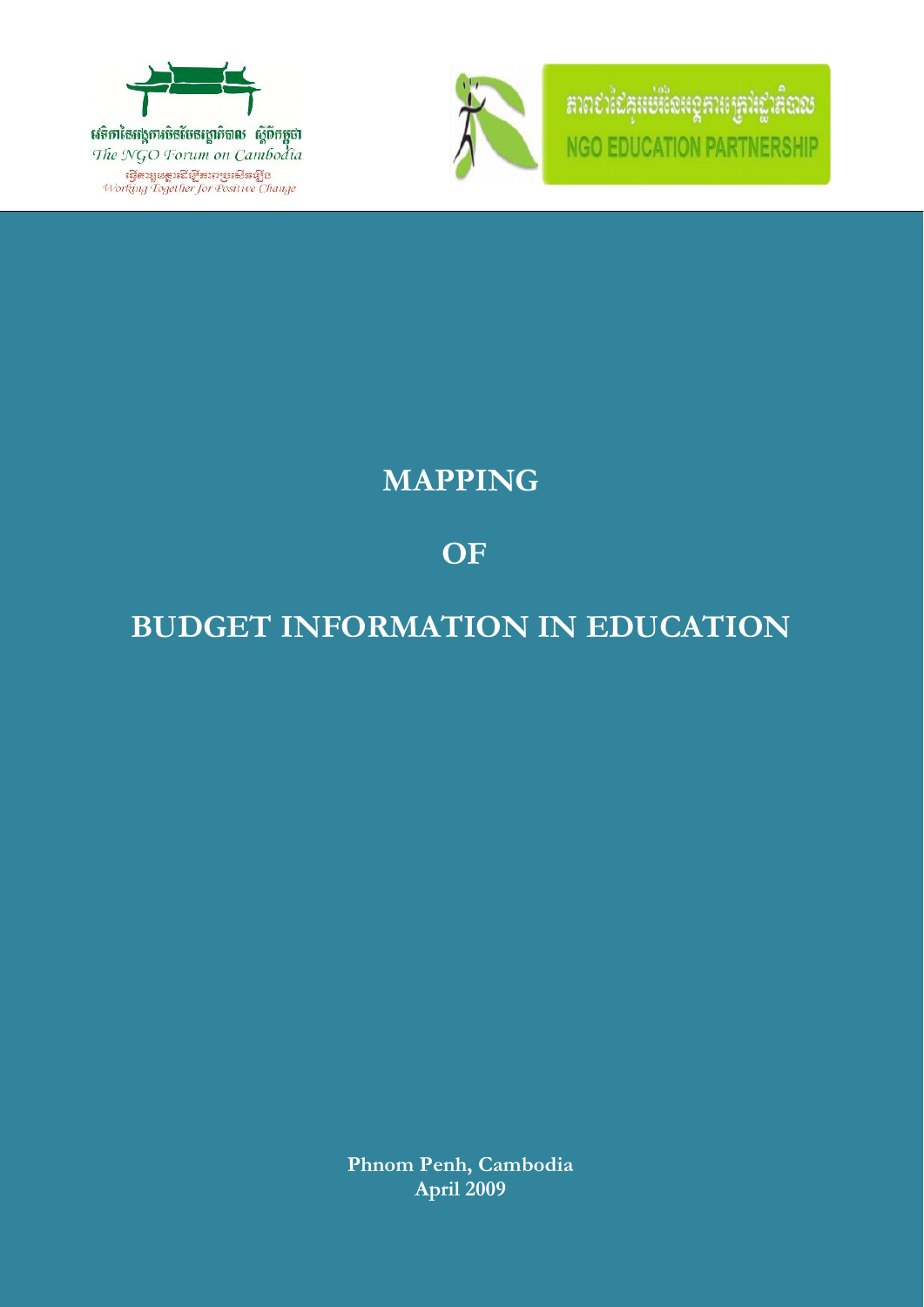អង្គការផ្តល់សេវាសុខភាពមិនមែនរដ្ឋាភិបាល ស្តីពីកម្ពុជា
The NGO Forum on Cambodia
ធ្វើការរួមគ្នាដើម្បីការផ្លាស់ប្តូរវិជ្ជមាន
Working Together for Positive Change

ភាពជាដៃគូអប់រំនៃអង្គការក្រៅរដ្ឋាភិបាល
NGO EDUCATION PARTNERSHIP

# MAPPING

# OF

# BUDGET INFORMATION IN EDUCATION

**Phnom Penh, Cambodia**
**April 2009**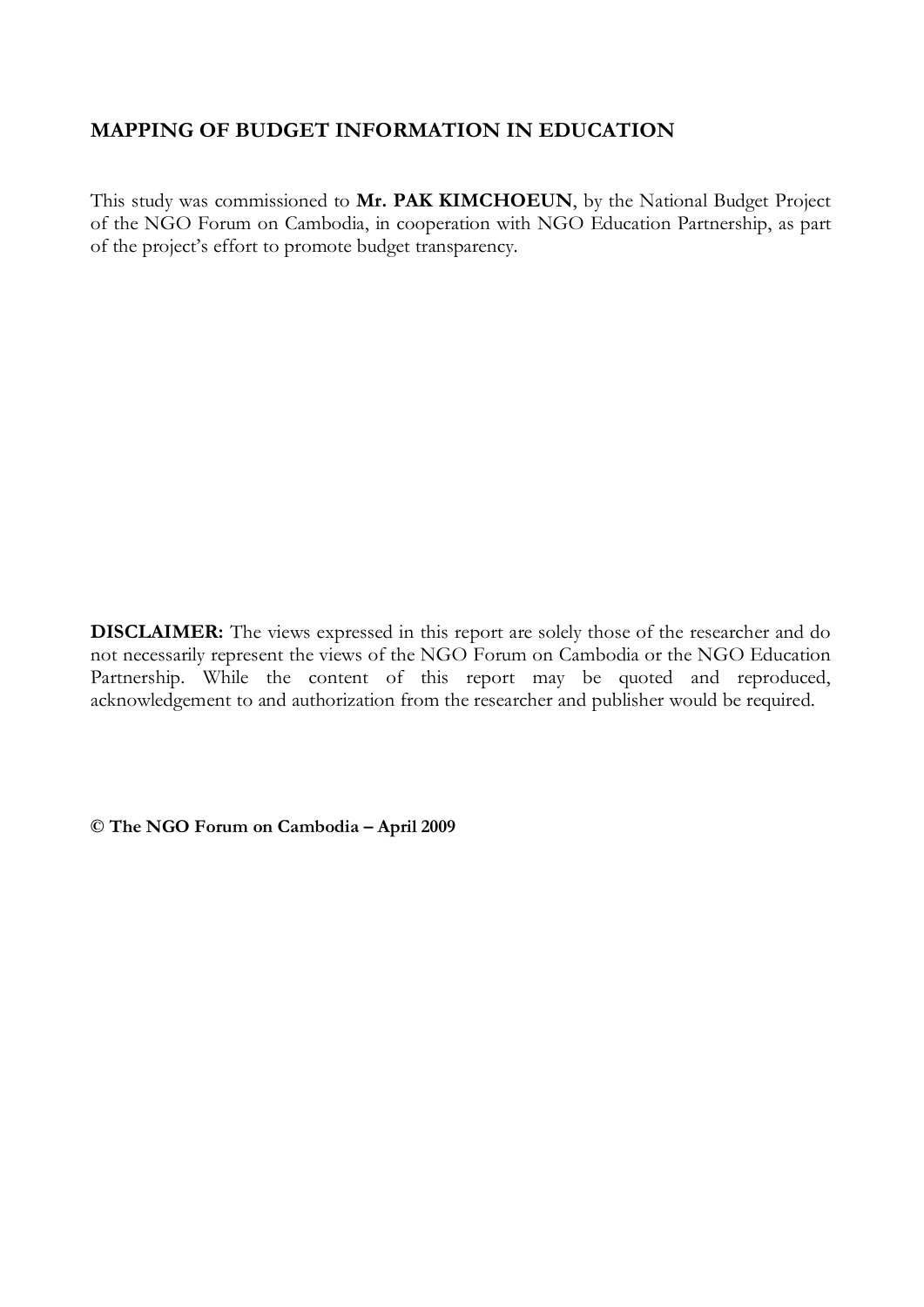**MAPPING OF BUDGET INFORMATION IN EDUCATION**

This study was commissioned to **Mr. PAK KIMCHOEUN**, by the National Budget Project of the NGO Forum on Cambodia, in cooperation with NGO Education Partnership, as part of the project's effort to promote budget transparency.

**DISCLAIMER:** The views expressed in this report are solely those of the researcher and do not necessarily represent the views of the NGO Forum on Cambodia or the NGO Education Partnership. While the content of this report may be quoted and reproduced, acknowledgement to and authorization from the researcher and publisher would be required.

**© The NGO Forum on Cambodia – April 2009**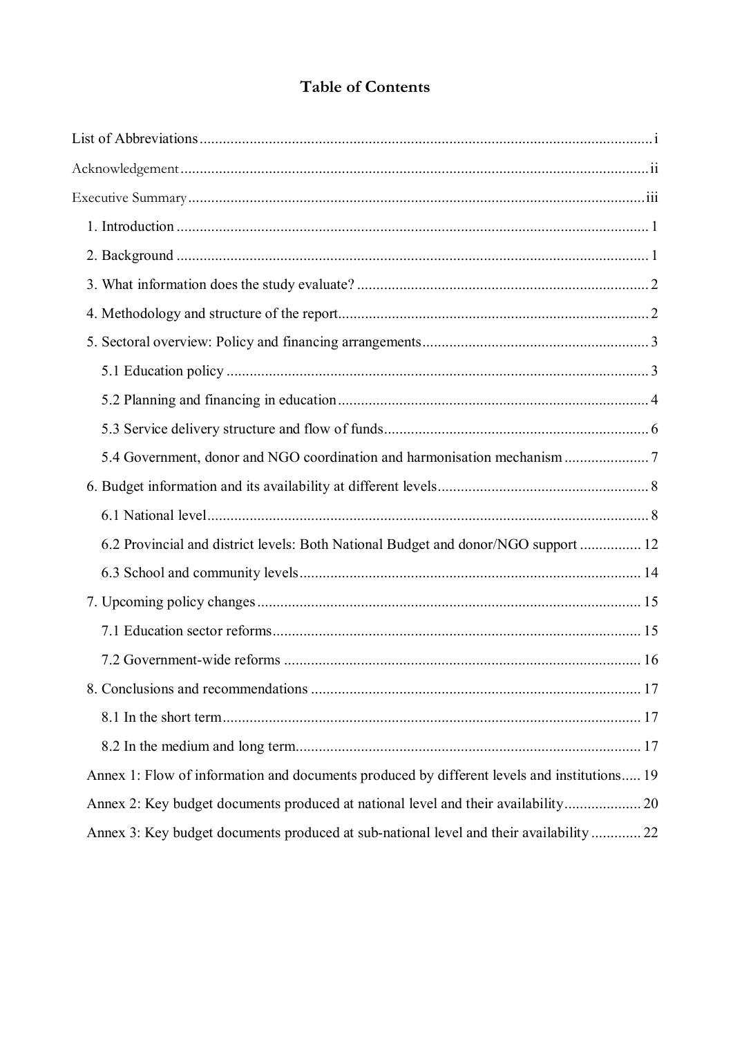# Table of Contents

List of Abbreviations ..... i

Acknowledgement ..... ii

Executive Summary ..... iii

- 1. Introduction ..... 1
- 2. Background ..... 1
- 3. What information does the study evaluate? ..... 2
- 4. Methodology and structure of the report ..... 2
- 5. Sectoral overview: Policy and financing arrangements ..... 3
  - 5.1 Education policy ..... 3
  - 5.2 Planning and financing in education ..... 4
  - 5.3 Service delivery structure and flow of funds ..... 6
  - 5.4 Government, donor and NGO coordination and harmonisation mechanism ..... 7
- 6. Budget information and its availability at different levels ..... 8
  - 6.1 National level ..... 8
  - 6.2 Provincial and district levels: Both National Budget and donor/NGO support ..... 12
  - 6.3 School and community levels ..... 14
- 7. Upcoming policy changes ..... 15
  - 7.1 Education sector reforms ..... 15
  - 7.2 Government-wide reforms ..... 16
- 8. Conclusions and recommendations ..... 17
  - 8.1 In the short term ..... 17
  - 8.2 In the medium and long term ..... 17
- Annex 1: Flow of information and documents produced by different levels and institutions ..... 19
- Annex 2: Key budget documents produced at national level and their availability ..... 20
- Annex 3: Key budget documents produced at sub-national level and their availability ..... 22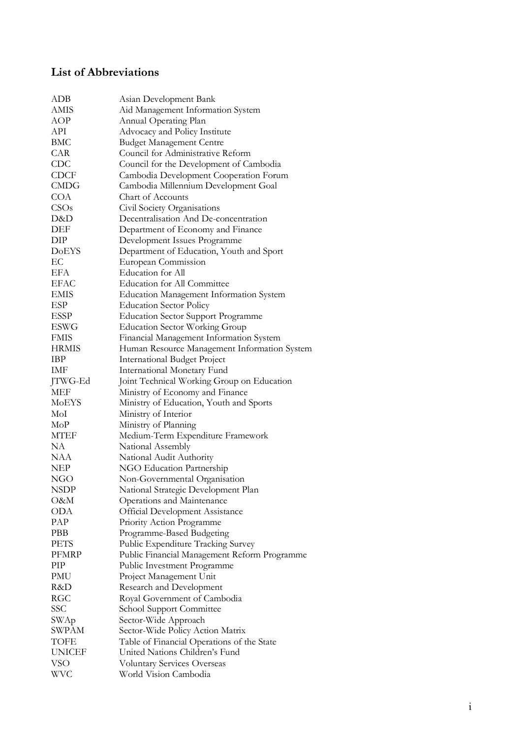## List of Abbreviations

| | |
|---|---|
| ADB | Asian Development Bank |
| AMIS | Aid Management Information System |
| AOP | Annual Operating Plan |
| API | Advocacy and Policy Institute |
| BMC | Budget Management Centre |
| CAR | Council for Administrative Reform |
| CDC | Council for the Development of Cambodia |
| CDCF | Cambodia Development Cooperation Forum |
| CMDG | Cambodia Millennium Development Goal |
| COA | Chart of Accounts |
| CSOs | Civil Society Organisations |
| D&D | Decentralisation And De-concentration |
| DEF | Department of Economy and Finance |
| DIP | Development Issues Programme |
| DoEYS | Department of Education, Youth and Sport |
| EC | European Commission |
| EFA | Education for All |
| EFAC | Education for All Committee |
| EMIS | Education Management Information System |
| ESP | Education Sector Policy |
| ESSP | Education Sector Support Programme |
| ESWG | Education Sector Working Group |
| FMIS | Financial Management Information System |
| HRMIS | Human Resource Management Information System |
| IBP | International Budget Project |
| IMF | International Monetary Fund |
| JTWG-Ed | Joint Technical Working Group on Education |
| MEF | Ministry of Economy and Finance |
| MoEYS | Ministry of Education, Youth and Sports |
| MoI | Ministry of Interior |
| MoP | Ministry of Planning |
| MTEF | Medium-Term Expenditure Framework |
| NA | National Assembly |
| NAA | National Audit Authority |
| NEP | NGO Education Partnership |
| NGO | Non-Governmental Organisation |
| NSDP | National Strategic Development Plan |
| O&M | Operations and Maintenance |
| ODA | Official Development Assistance |
| PAP | Priority Action Programme |
| PBB | Programme-Based Budgeting |
| PETS | Public Expenditure Tracking Survey |
| PFMRP | Public Financial Management Reform Programme |
| PIP | Public Investment Programme |
| PMU | Project Management Unit |
| R&D | Research and Development |
| RGC | Royal Government of Cambodia |
| SSC | School Support Committee |
| SWAp | Sector-Wide Approach |
| SWPAM | Sector-Wide Policy Action Matrix |
| TOFE | Table of Financial Operations of the State |
| UNICEF | United Nations Children's Fund |
| VSO | Voluntary Services Overseas |
| WVC | World Vision Cambodia |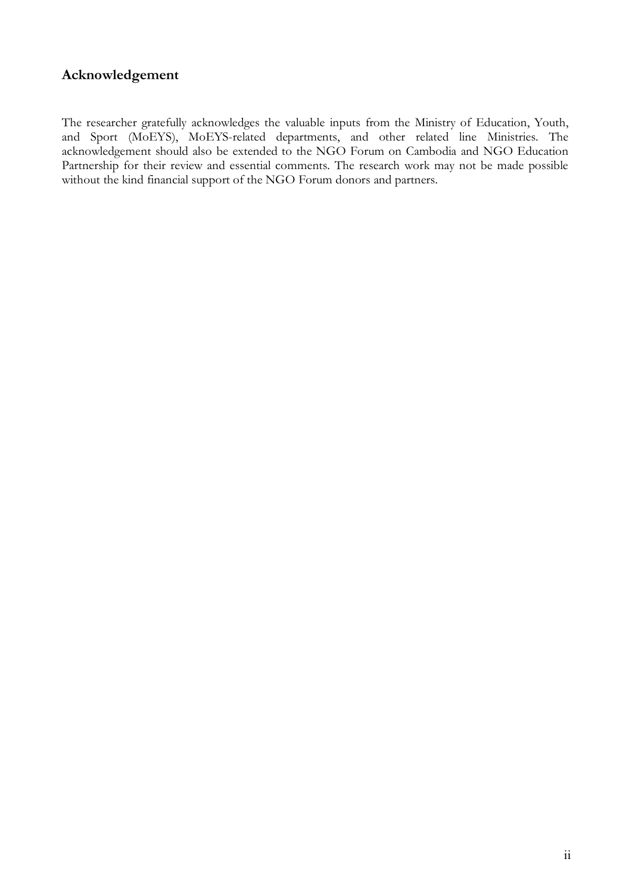## Acknowledgement

The researcher gratefully acknowledges the valuable inputs from the Ministry of Education, Youth, and Sport (MoEYS), MoEYS-related departments, and other related line Ministries. The acknowledgement should also be extended to the NGO Forum on Cambodia and NGO Education Partnership for their review and essential comments. The research work may not be made possible without the kind financial support of the NGO Forum donors and partners.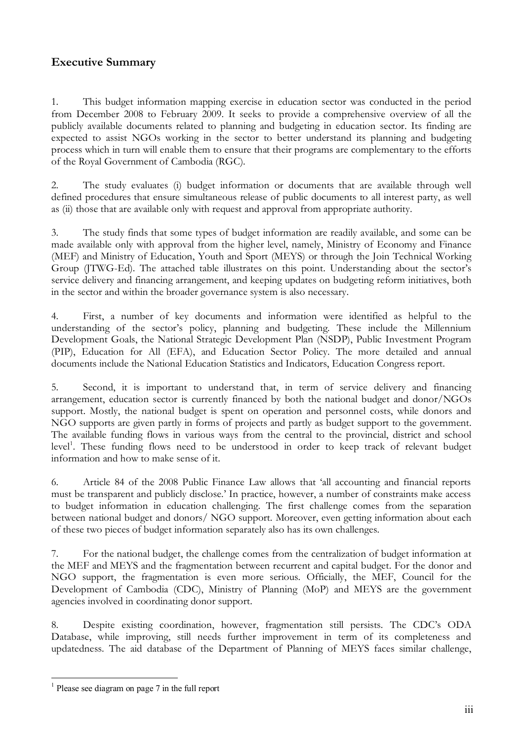## Executive Summary

1. This budget information mapping exercise in education sector was conducted in the period from December 2008 to February 2009. It seeks to provide a comprehensive overview of all the publicly available documents related to planning and budgeting in education sector. Its finding are expected to assist NGOs working in the sector to better understand its planning and budgeting process which in turn will enable them to ensure that their programs are complementary to the efforts of the Royal Government of Cambodia (RGC).

2. The study evaluates (i) budget information or documents that are available through well defined procedures that ensure simultaneous release of public documents to all interest party, as well as (ii) those that are available only with request and approval from appropriate authority.

3. The study finds that some types of budget information are readily available, and some can be made available only with approval from the higher level, namely, Ministry of Economy and Finance (MEF) and Ministry of Education, Youth and Sport (MEYS) or through the Join Technical Working Group (JTWG-Ed). The attached table illustrates on this point. Understanding about the sector's service delivery and financing arrangement, and keeping updates on budgeting reform initiatives, both in the sector and within the broader governance system is also necessary.

4. First, a number of key documents and information were identified as helpful to the understanding of the sector's policy, planning and budgeting. These include the Millennium Development Goals, the National Strategic Development Plan (NSDP), Public Investment Program (PIP), Education for All (EFA), and Education Sector Policy. The more detailed and annual documents include the National Education Statistics and Indicators, Education Congress report.

5. Second, it is important to understand that, in term of service delivery and financing arrangement, education sector is currently financed by both the national budget and donor/NGOs support. Mostly, the national budget is spent on operation and personnel costs, while donors and NGO supports are given partly in forms of projects and partly as budget support to the government. The available funding flows in various ways from the central to the provincial, district and school level[1]. These funding flows need to be understood in order to keep track of relevant budget information and how to make sense of it.

6. Article 84 of the 2008 Public Finance Law allows that 'all accounting and financial reports must be transparent and publicly disclose.' In practice, however, a number of constraints make access to budget information in education challenging. The first challenge comes from the separation between national budget and donors/ NGO support. Moreover, even getting information about each of these two pieces of budget information separately also has its own challenges.

7. For the national budget, the challenge comes from the centralization of budget information at the MEF and MEYS and the fragmentation between recurrent and capital budget. For the donor and NGO support, the fragmentation is even more serious. Officially, the MEF, Council for the Development of Cambodia (CDC), Ministry of Planning (MoP) and MEYS are the government agencies involved in coordinating donor support.

8. Despite existing coordination, however, fragmentation still persists. The CDC's ODA Database, while improving, still needs further improvement in term of its completeness and updatedness. The aid database of the Department of Planning of MEYS faces similar challenge,

---

[1] Please see diagram on page 7 in the full report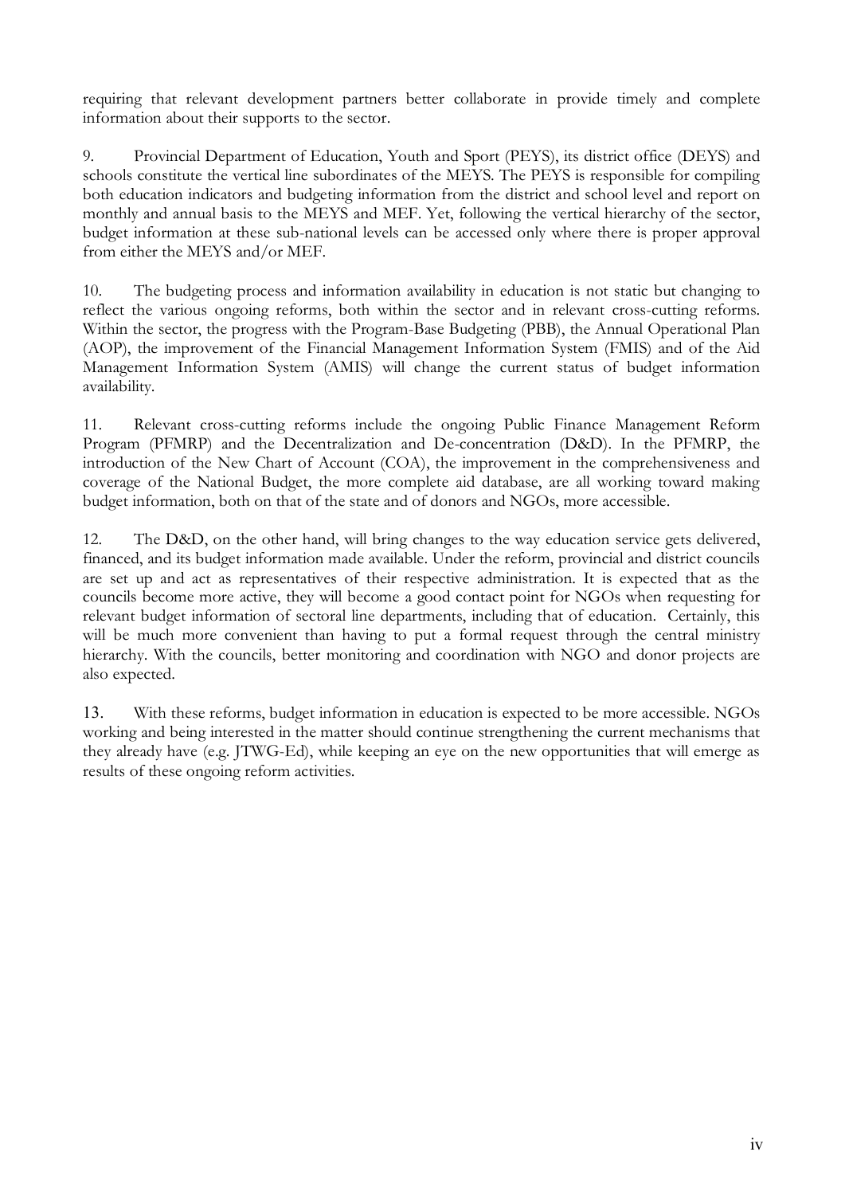requiring that relevant development partners better collaborate in provide timely and complete information about their supports to the sector.

9. Provincial Department of Education, Youth and Sport (PEYS), its district office (DEYS) and schools constitute the vertical line subordinates of the MEYS. The PEYS is responsible for compiling both education indicators and budgeting information from the district and school level and report on monthly and annual basis to the MEYS and MEF. Yet, following the vertical hierarchy of the sector, budget information at these sub-national levels can be accessed only where there is proper approval from either the MEYS and/or MEF.

10. The budgeting process and information availability in education is not static but changing to reflect the various ongoing reforms, both within the sector and in relevant cross-cutting reforms. Within the sector, the progress with the Program-Base Budgeting (PBB), the Annual Operational Plan (AOP), the improvement of the Financial Management Information System (FMIS) and of the Aid Management Information System (AMIS) will change the current status of budget information availability.

11. Relevant cross-cutting reforms include the ongoing Public Finance Management Reform Program (PFMRP) and the Decentralization and De-concentration (D&D). In the PFMRP, the introduction of the New Chart of Account (COA), the improvement in the comprehensiveness and coverage of the National Budget, the more complete aid database, are all working toward making budget information, both on that of the state and of donors and NGOs, more accessible.

12. The D&D, on the other hand, will bring changes to the way education service gets delivered, financed, and its budget information made available. Under the reform, provincial and district councils are set up and act as representatives of their respective administration. It is expected that as the councils become more active, they will become a good contact point for NGOs when requesting for relevant budget information of sectoral line departments, including that of education. Certainly, this will be much more convenient than having to put a formal request through the central ministry hierarchy. With the councils, better monitoring and coordination with NGO and donor projects are also expected.

13. With these reforms, budget information in education is expected to be more accessible. NGOs working and being interested in the matter should continue strengthening the current mechanisms that they already have (e.g. JTWG-Ed), while keeping an eye on the new opportunities that will emerge as results of these ongoing reform activities.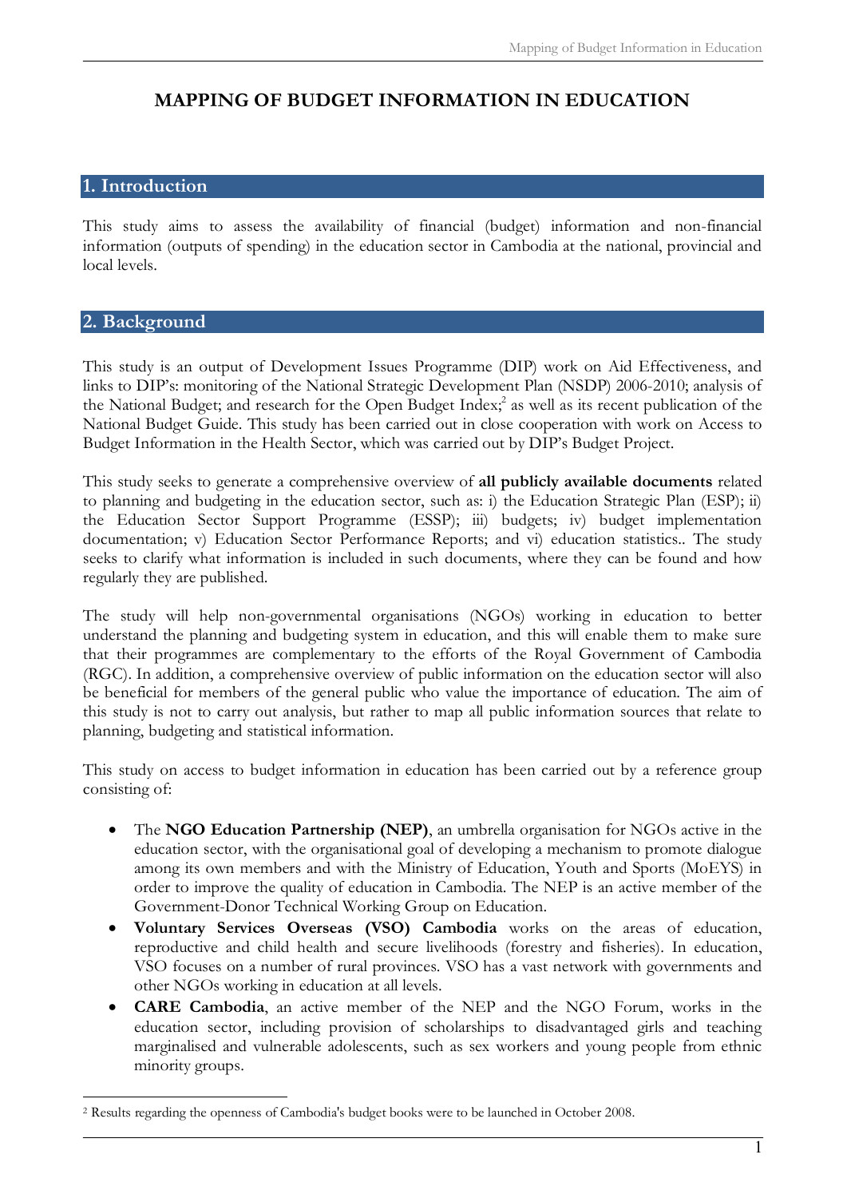# MAPPING OF BUDGET INFORMATION IN EDUCATION

## 1. Introduction

This study aims to assess the availability of financial (budget) information and non-financial information (outputs of spending) in the education sector in Cambodia at the national, provincial and local levels.

## 2. Background

This study is an output of Development Issues Programme (DIP) work on Aid Effectiveness, and links to DIP's: monitoring of the National Strategic Development Plan (NSDP) 2006-2010; analysis of the National Budget; and research for the Open Budget Index;[2] as well as its recent publication of the National Budget Guide. This study has been carried out in close cooperation with work on Access to Budget Information in the Health Sector, which was carried out by DIP's Budget Project.

This study seeks to generate a comprehensive overview of **all publicly available documents** related to planning and budgeting in the education sector, such as: i) the Education Strategic Plan (ESP); ii) the Education Sector Support Programme (ESSP); iii) budgets; iv) budget implementation documentation; v) Education Sector Performance Reports; and vi) education statistics.. The study seeks to clarify what information is included in such documents, where they can be found and how regularly they are published.

The study will help non-governmental organisations (NGOs) working in education to better understand the planning and budgeting system in education, and this will enable them to make sure that their programmes are complementary to the efforts of the Royal Government of Cambodia (RGC). In addition, a comprehensive overview of public information on the education sector will also be beneficial for members of the general public who value the importance of education. The aim of this study is not to carry out analysis, but rather to map all public information sources that relate to planning, budgeting and statistical information.

This study on access to budget information in education has been carried out by a reference group consisting of:

- The **NGO Education Partnership (NEP)**, an umbrella organisation for NGOs active in the education sector, with the organisational goal of developing a mechanism to promote dialogue among its own members and with the Ministry of Education, Youth and Sports (MoEYS) in order to improve the quality of education in Cambodia. The NEP is an active member of the Government-Donor Technical Working Group on Education.
- **Voluntary Services Overseas (VSO) Cambodia** works on the areas of education, reproductive and child health and secure livelihoods (forestry and fisheries). In education, VSO focuses on a number of rural provinces. VSO has a vast network with governments and other NGOs working in education at all levels.
- **CARE Cambodia**, an active member of the NEP and the NGO Forum, works in the education sector, including provision of scholarships to disadvantaged girls and teaching marginalised and vulnerable adolescents, such as sex workers and young people from ethnic minority groups.

[2] Results regarding the openness of Cambodia's budget books were to be launched in October 2008.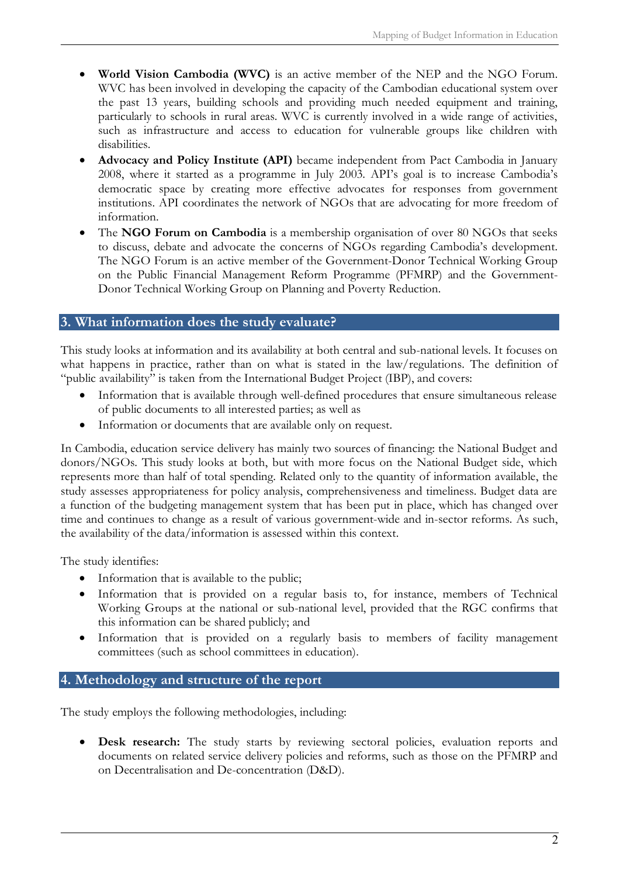- **World Vision Cambodia (WVC)** is an active member of the NEP and the NGO Forum. WVC has been involved in developing the capacity of the Cambodian educational system over the past 13 years, building schools and providing much needed equipment and training, particularly to schools in rural areas. WVC is currently involved in a wide range of activities, such as infrastructure and access to education for vulnerable groups like children with disabilities.
- **Advocacy and Policy Institute (API)** became independent from Pact Cambodia in January 2008, where it started as a programme in July 2003. API's goal is to increase Cambodia's democratic space by creating more effective advocates for responses from government institutions. API coordinates the network of NGOs that are advocating for more freedom of information.
- The **NGO Forum on Cambodia** is a membership organisation of over 80 NGOs that seeks to discuss, debate and advocate the concerns of NGOs regarding Cambodia's development. The NGO Forum is an active member of the Government-Donor Technical Working Group on the Public Financial Management Reform Programme (PFMRP) and the Government-Donor Technical Working Group on Planning and Poverty Reduction.

## 3. What information does the study evaluate?

This study looks at information and its availability at both central and sub-national levels. It focuses on what happens in practice, rather than on what is stated in the law/regulations. The definition of "public availability" is taken from the International Budget Project (IBP), and covers:

- Information that is available through well-defined procedures that ensure simultaneous release of public documents to all interested parties; as well as
- Information or documents that are available only on request.

In Cambodia, education service delivery has mainly two sources of financing: the National Budget and donors/NGOs. This study looks at both, but with more focus on the National Budget side, which represents more than half of total spending. Related only to the quantity of information available, the study assesses appropriateness for policy analysis, comprehensiveness and timeliness. Budget data are a function of the budgeting management system that has been put in place, which has changed over time and continues to change as a result of various government-wide and in-sector reforms. As such, the availability of the data/information is assessed within this context.

The study identifies:

- Information that is available to the public;
- Information that is provided on a regular basis to, for instance, members of Technical Working Groups at the national or sub-national level, provided that the RGC confirms that this information can be shared publicly; and
- Information that is provided on a regularly basis to members of facility management committees (such as school committees in education).

## 4. Methodology and structure of the report

The study employs the following methodologies, including:

- **Desk research:** The study starts by reviewing sectoral policies, evaluation reports and documents on related service delivery policies and reforms, such as those on the PFMRP and on Decentralisation and De-concentration (D&D).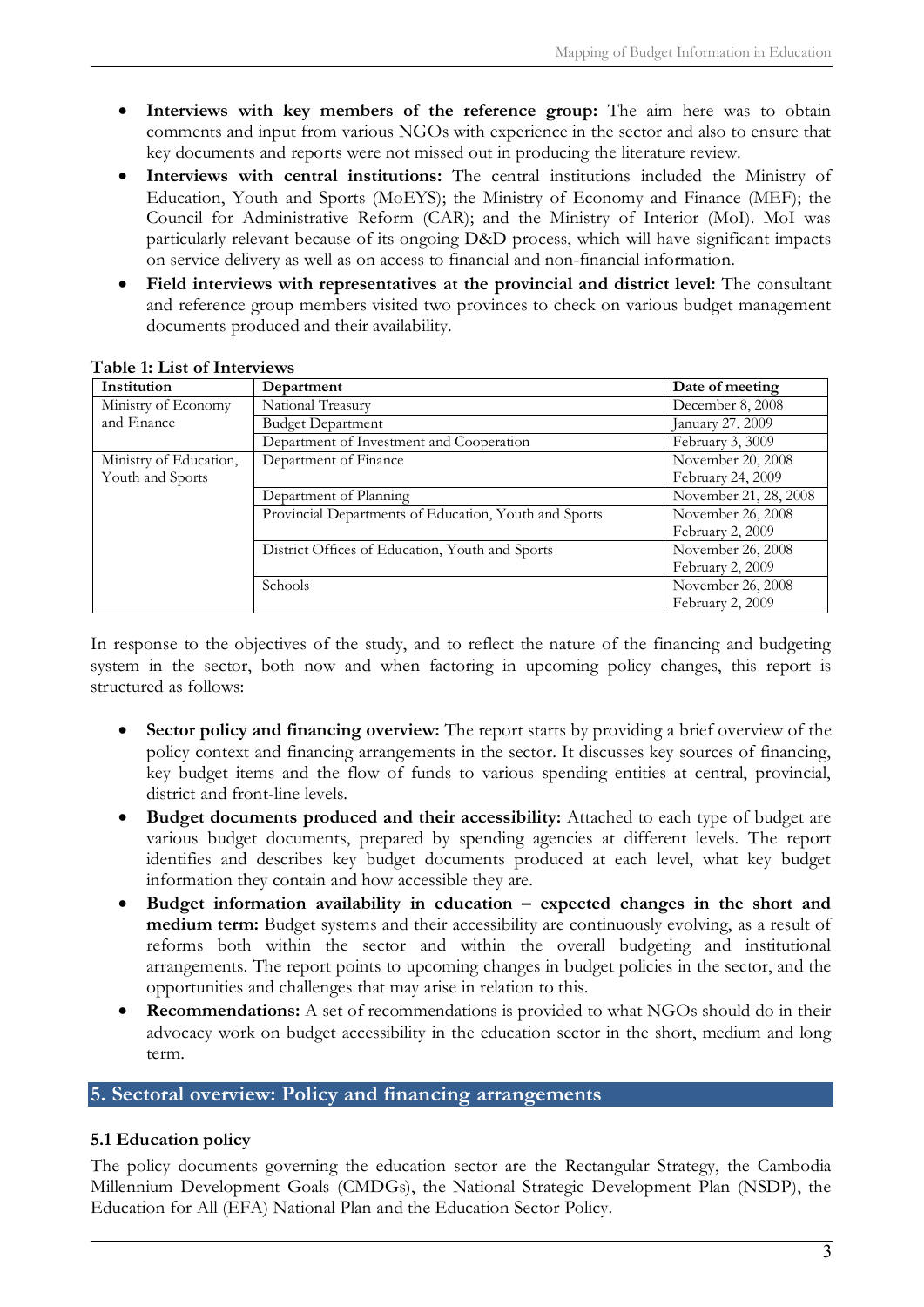- **Interviews with key members of the reference group:** The aim here was to obtain comments and input from various NGOs with experience in the sector and also to ensure that key documents and reports were not missed out in producing the literature review.
- **Interviews with central institutions:** The central institutions included the Ministry of Education, Youth and Sports (MoEYS); the Ministry of Economy and Finance (MEF); the Council for Administrative Reform (CAR); and the Ministry of Interior (MoI). MoI was particularly relevant because of its ongoing D&D process, which will have significant impacts on service delivery as well as on access to financial and non-financial information.
- **Field interviews with representatives at the provincial and district level:** The consultant and reference group members visited two provinces to check on various budget management documents produced and their availability.

**Table 1: List of Interviews**

| Institution | Department | Date of meeting |
|---|---|---|
| Ministry of Economy and Finance | National Treasury | December 8, 2008 |
| | Budget Department | January 27, 2009 |
| | Department of Investment and Cooperation | February 3, 3009 |
| Ministry of Education, Youth and Sports | Department of Finance | November 20, 2008<br>February 24, 2009 |
| | Department of Planning | November 21, 28, 2008 |
| | Provincial Departments of Education, Youth and Sports | November 26, 2008<br>February 2, 2009 |
| | District Offices of Education, Youth and Sports | November 26, 2008<br>February 2, 2009 |
| | Schools | November 26, 2008<br>February 2, 2009 |

In response to the objectives of the study, and to reflect the nature of the financing and budgeting system in the sector, both now and when factoring in upcoming policy changes, this report is structured as follows:

- **Sector policy and financing overview:** The report starts by providing a brief overview of the policy context and financing arrangements in the sector. It discusses key sources of financing, key budget items and the flow of funds to various spending entities at central, provincial, district and front-line levels.
- **Budget documents produced and their accessibility:** Attached to each type of budget are various budget documents, prepared by spending agencies at different levels. The report identifies and describes key budget documents produced at each level, what key budget information they contain and how accessible they are.
- **Budget information availability in education – expected changes in the short and medium term:** Budget systems and their accessibility are continuously evolving, as a result of reforms both within the sector and within the overall budgeting and institutional arrangements. The report points to upcoming changes in budget policies in the sector, and the opportunities and challenges that may arise in relation to this.
- **Recommendations:** A set of recommendations is provided to what NGOs should do in their advocacy work on budget accessibility in the education sector in the short, medium and long term.

## 5. Sectoral overview: Policy and financing arrangements

### 5.1 Education policy

The policy documents governing the education sector are the Rectangular Strategy, the Cambodia Millennium Development Goals (CMDGs), the National Strategic Development Plan (NSDP), the Education for All (EFA) National Plan and the Education Sector Policy.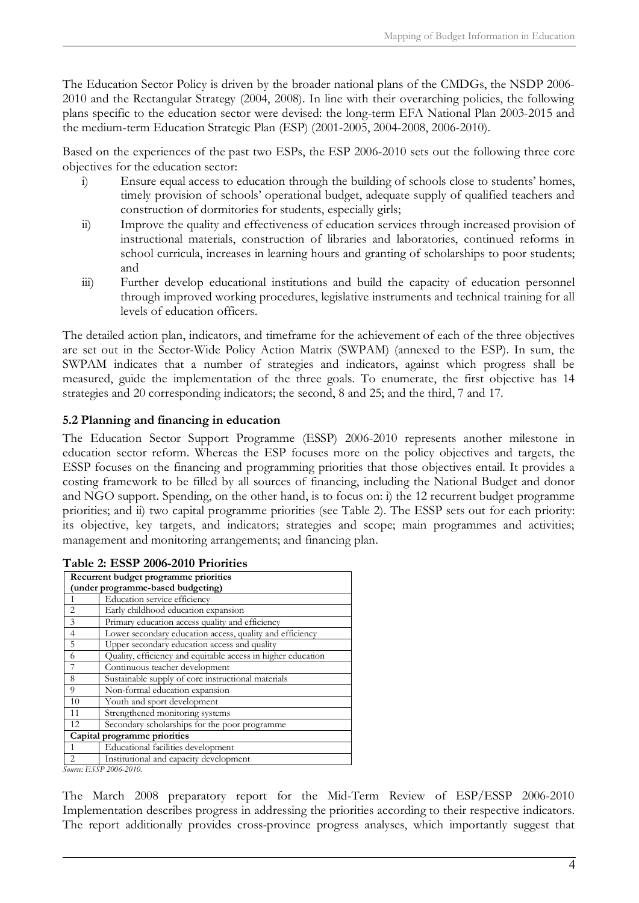The Education Sector Policy is driven by the broader national plans of the CMDGs, the NSDP 2006-2010 and the Rectangular Strategy (2004, 2008). In line with their overarching policies, the following plans specific to the education sector were devised: the long-term EFA National Plan 2003-2015 and the medium-term Education Strategic Plan (ESP) (2001-2005, 2004-2008, 2006-2010).

Based on the experiences of the past two ESPs, the ESP 2006-2010 sets out the following three core objectives for the education sector:

i) Ensure equal access to education through the building of schools close to students' homes, timely provision of schools' operational budget, adequate supply of qualified teachers and construction of dormitories for students, especially girls;

ii) Improve the quality and effectiveness of education services through increased provision of instructional materials, construction of libraries and laboratories, continued reforms in school curricula, increases in learning hours and granting of scholarships to poor students; and

iii) Further develop educational institutions and build the capacity of education personnel through improved working procedures, legislative instruments and technical training for all levels of education officers.

The detailed action plan, indicators, and timeframe for the achievement of each of the three objectives are set out in the Sector-Wide Policy Action Matrix (SWPAM) (annexed to the ESP). In sum, the SWPAM indicates that a number of strategies and indicators, against which progress shall be measured, guide the implementation of the three goals. To enumerate, the first objective has 14 strategies and 20 corresponding indicators; the second, 8 and 25; and the third, 7 and 17.

### 5.2 Planning and financing in education

The Education Sector Support Programme (ESSP) 2006-2010 represents another milestone in education sector reform. Whereas the ESP focuses more on the policy objectives and targets, the ESSP focuses on the financing and programming priorities that those objectives entail. It provides a costing framework to be filled by all sources of financing, including the National Budget and donor and NGO support. Spending, on the other hand, is to focus on: i) the 12 recurrent budget programme priorities; and ii) two capital programme priorities (see Table 2). The ESSP sets out for each priority: its objective, key targets, and indicators; strategies and scope; main programmes and activities; management and monitoring arrangements; and financing plan.

**Table 2: ESSP 2006-2010 Priorities**

| **Recurrent budget programme priorities (under programme-based budgeting)** | |
|---|---|
| 1 | Education service efficiency |
| 2 | Early childhood education expansion |
| 3 | Primary education access quality and efficiency |
| 4 | Lower secondary education access, quality and efficiency |
| 5 | Upper secondary education access and quality |
| 6 | Quality, efficiency and equitable access in higher education |
| 7 | Continuous teacher development |
| 8 | Sustainable supply of core instructional materials |
| 9 | Non-formal education expansion |
| 10 | Youth and sport development |
| 11 | Strengthened monitoring systems |
| 12 | Secondary scholarships for the poor programme |
| **Capital programme priorities** | |
| 1 | Educational facilities development |
| 2 | Institutional and capacity development |

*Source: ESSP 2006-2010.*

The March 2008 preparatory report for the Mid-Term Review of ESP/ESSP 2006-2010 Implementation describes progress in addressing the priorities according to their respective indicators. The report additionally provides cross-province progress analyses, which importantly suggest that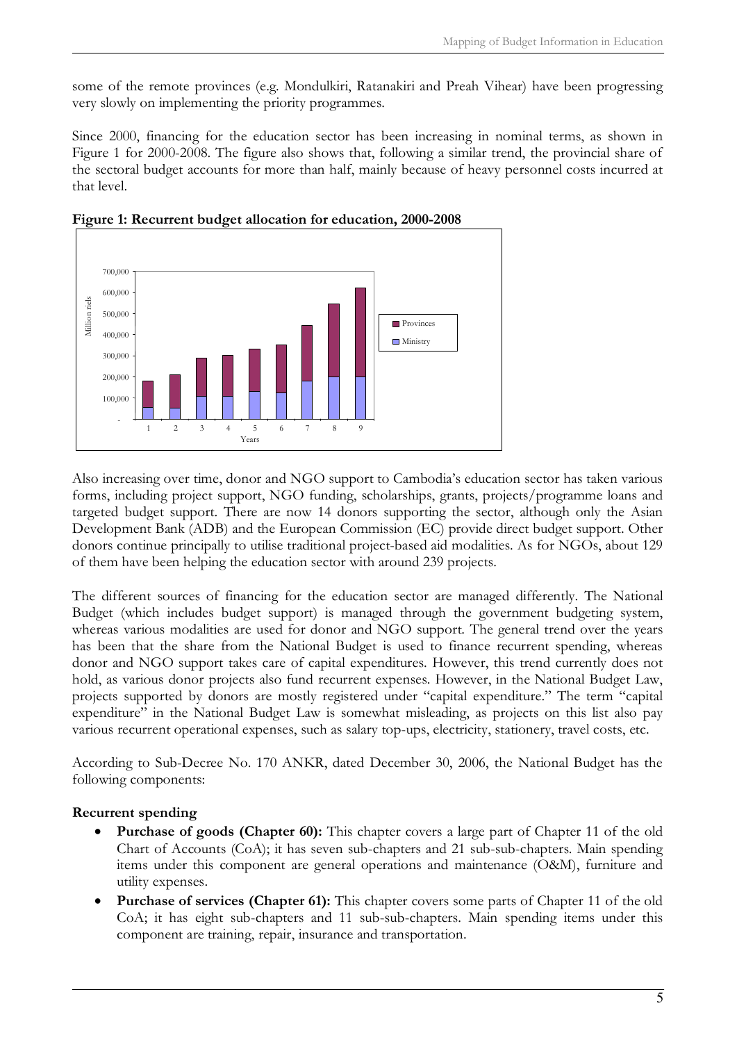some of the remote provinces (e.g. Mondulkiri, Ratanakiri and Preah Vihear) have been progressing very slowly on implementing the priority programmes.

Since 2000, financing for the education sector has been increasing in nominal terms, as shown in Figure 1 for 2000-2008. The figure also shows that, following a similar trend, the provincial share of the sectoral budget accounts for more than half, mainly because of heavy personnel costs incurred at that level.

**Figure 1: Recurrent budget allocation for education, 2000-2008**

Also increasing over time, donor and NGO support to Cambodia's education sector has taken various forms, including project support, NGO funding, scholarships, grants, projects/programme loans and targeted budget support. There are now 14 donors supporting the sector, although only the Asian Development Bank (ADB) and the European Commission (EC) provide direct budget support. Other donors continue principally to utilise traditional project-based aid modalities. As for NGOs, about 129 of them have been helping the education sector with around 239 projects.

The different sources of financing for the education sector are managed differently. The National Budget (which includes budget support) is managed through the government budgeting system, whereas various modalities are used for donor and NGO support. The general trend over the years has been that the share from the National Budget is used to finance recurrent spending, whereas donor and NGO support takes care of capital expenditures. However, this trend currently does not hold, as various donor projects also fund recurrent expenses. However, in the National Budget Law, projects supported by donors are mostly registered under "capital expenditure." The term "capital expenditure" in the National Budget Law is somewhat misleading, as projects on this list also pay various recurrent operational expenses, such as salary top-ups, electricity, stationery, travel costs, etc.

According to Sub-Decree No. 170 ANKR, dated December 30, 2006, the National Budget has the following components:

**Recurrent spending**

- **Purchase of goods (Chapter 60):** This chapter covers a large part of Chapter 11 of the old Chart of Accounts (CoA); it has seven sub-chapters and 21 sub-sub-chapters. Main spending items under this component are general operations and maintenance (O&M), furniture and utility expenses.
- **Purchase of services (Chapter 61):** This chapter covers some parts of Chapter 11 of the old CoA; it has eight sub-chapters and 11 sub-sub-chapters. Main spending items under this component are training, repair, insurance and transportation.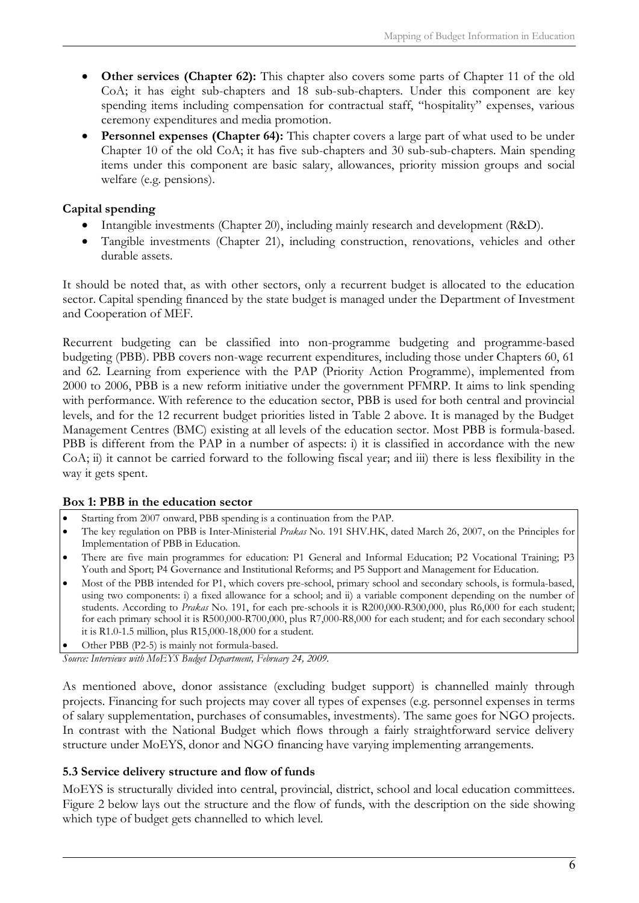- **Other services (Chapter 62):** This chapter also covers some parts of Chapter 11 of the old CoA; it has eight sub-chapters and 18 sub-sub-chapters. Under this component are key spending items including compensation for contractual staff, "hospitality" expenses, various ceremony expenditures and media promotion.
- **Personnel expenses (Chapter 64):** This chapter covers a large part of what used to be under Chapter 10 of the old CoA; it has five sub-chapters and 30 sub-sub-chapters. Main spending items under this component are basic salary, allowances, priority mission groups and social welfare (e.g. pensions).

**Capital spending**

- Intangible investments (Chapter 20), including mainly research and development (R&D).
- Tangible investments (Chapter 21), including construction, renovations, vehicles and other durable assets.

It should be noted that, as with other sectors, only a recurrent budget is allocated to the education sector. Capital spending financed by the state budget is managed under the Department of Investment and Cooperation of MEF.

Recurrent budgeting can be classified into non-programme budgeting and programme-based budgeting (PBB). PBB covers non-wage recurrent expenditures, including those under Chapters 60, 61 and 62. Learning from experience with the PAP (Priority Action Programme), implemented from 2000 to 2006, PBB is a new reform initiative under the government PFMRP. It aims to link spending with performance. With reference to the education sector, PBB is used for both central and provincial levels, and for the 12 recurrent budget priorities listed in Table 2 above. It is managed by the Budget Management Centres (BMC) existing at all levels of the education sector. Most PBB is formula-based. PBB is different from the PAP in a number of aspects: i) it is classified in accordance with the new CoA; ii) it cannot be carried forward to the following fiscal year; and iii) there is less flexibility in the way it gets spent.

**Box 1: PBB in the education sector**

- Starting from 2007 onward, PBB spending is a continuation from the PAP.
- The key regulation on PBB is Inter-Ministerial *Prakas* No. 191 SHV.HK, dated March 26, 2007, on the Principles for Implementation of PBB in Education.
- There are five main programmes for education: P1 General and Informal Education; P2 Vocational Training; P3 Youth and Sport; P4 Governance and Institutional Reforms; and P5 Support and Management for Education.
- Most of the PBB intended for P1, which covers pre-school, primary school and secondary schools, is formula-based, using two components: i) a fixed allowance for a school; and ii) a variable component depending on the number of students. According to *Prakas* No. 191, for each pre-schools it is R200,000-R300,000, plus R6,000 for each student; for each primary school it is R500,000-R700,000, plus R7,000-R8,000 for each student; and for each secondary school it is R1.0-1.5 million, plus R15,000-18,000 for a student.
- Other PBB (P2-5) is mainly not formula-based.

*Source: Interviews with MoEYS Budget Department, February 24, 2009.*

As mentioned above, donor assistance (excluding budget support) is channelled mainly through projects. Financing for such projects may cover all types of expenses (e.g. personnel expenses in terms of salary supplementation, purchases of consumables, investments). The same goes for NGO projects. In contrast with the National Budget which flows through a fairly straightforward service delivery structure under MoEYS, donor and NGO financing have varying implementing arrangements.

### 5.3 Service delivery structure and flow of funds

MoEYS is structurally divided into central, provincial, district, school and local education committees. Figure 2 below lays out the structure and the flow of funds, with the description on the side showing which type of budget gets channelled to which level.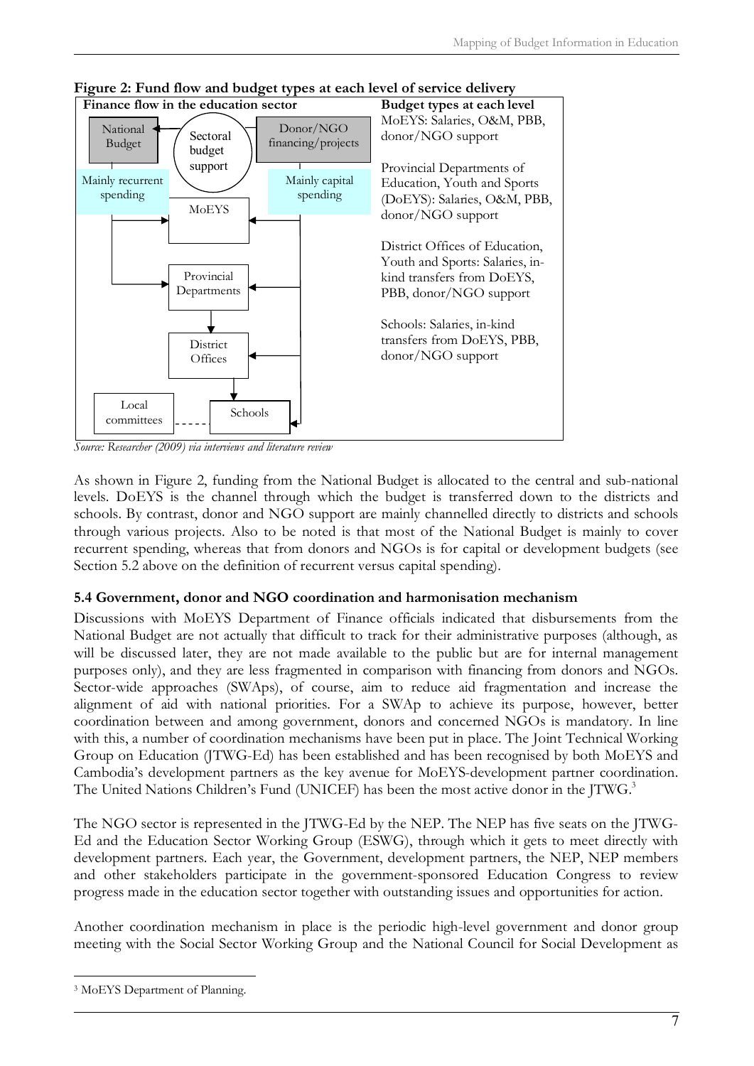**Figure 2: Fund flow and budget types at each level of service delivery**

**Finance flow in the education sector**

National Budget | Sectoral budget support | Donor/NGO financing/projects

Mainly recurrent spending | Mainly capital spending

MoEYS

Provincial Departments

District Offices

Local committees | Schools

**Budget types at each level**

MoEYS: Salaries, O&M, PBB, donor/NGO support

Provincial Departments of Education, Youth and Sports (DoEYS): Salaries, O&M, PBB, donor/NGO support

District Offices of Education, Youth and Sports: Salaries, in-kind transfers from DoEYS, PBB, donor/NGO support

Schools: Salaries, in-kind transfers from DoEYS, PBB, donor/NGO support

*Source: Researcher (2009) via interviews and literature review*

As shown in Figure 2, funding from the National Budget is allocated to the central and sub-national levels. DoEYS is the channel through which the budget is transferred down to the districts and schools. By contrast, donor and NGO support are mainly channelled directly to districts and schools through various projects. Also to be noted is that most of the National Budget is mainly to cover recurrent spending, whereas that from donors and NGOs is for capital or development budgets (see Section 5.2 above on the definition of recurrent versus capital spending).

### 5.4 Government, donor and NGO coordination and harmonisation mechanism

Discussions with MoEYS Department of Finance officials indicated that disbursements from the National Budget are not actually that difficult to track for their administrative purposes (although, as will be discussed later, they are not made available to the public but are for internal management purposes only), and they are less fragmented in comparison with financing from donors and NGOs. Sector-wide approaches (SWAps), of course, aim to reduce aid fragmentation and increase the alignment of aid with national priorities. For a SWAp to achieve its purpose, however, better coordination between and among government, donors and concerned NGOs is mandatory. In line with this, a number of coordination mechanisms have been put in place. The Joint Technical Working Group on Education (JTWG-Ed) has been established and has been recognised by both MoEYS and Cambodia's development partners as the key avenue for MoEYS-development partner coordination. The United Nations Children's Fund (UNICEF) has been the most active donor in the JTWG.[3]

The NGO sector is represented in the JTWG-Ed by the NEP. The NEP has five seats on the JTWG-Ed and the Education Sector Working Group (ESWG), through which it gets to meet directly with development partners. Each year, the Government, development partners, the NEP, NEP members and other stakeholders participate in the government-sponsored Education Congress to review progress made in the education sector together with outstanding issues and opportunities for action.

Another coordination mechanism in place is the periodic high-level government and donor group meeting with the Social Sector Working Group and the National Council for Social Development as

[3] MoEYS Department of Planning.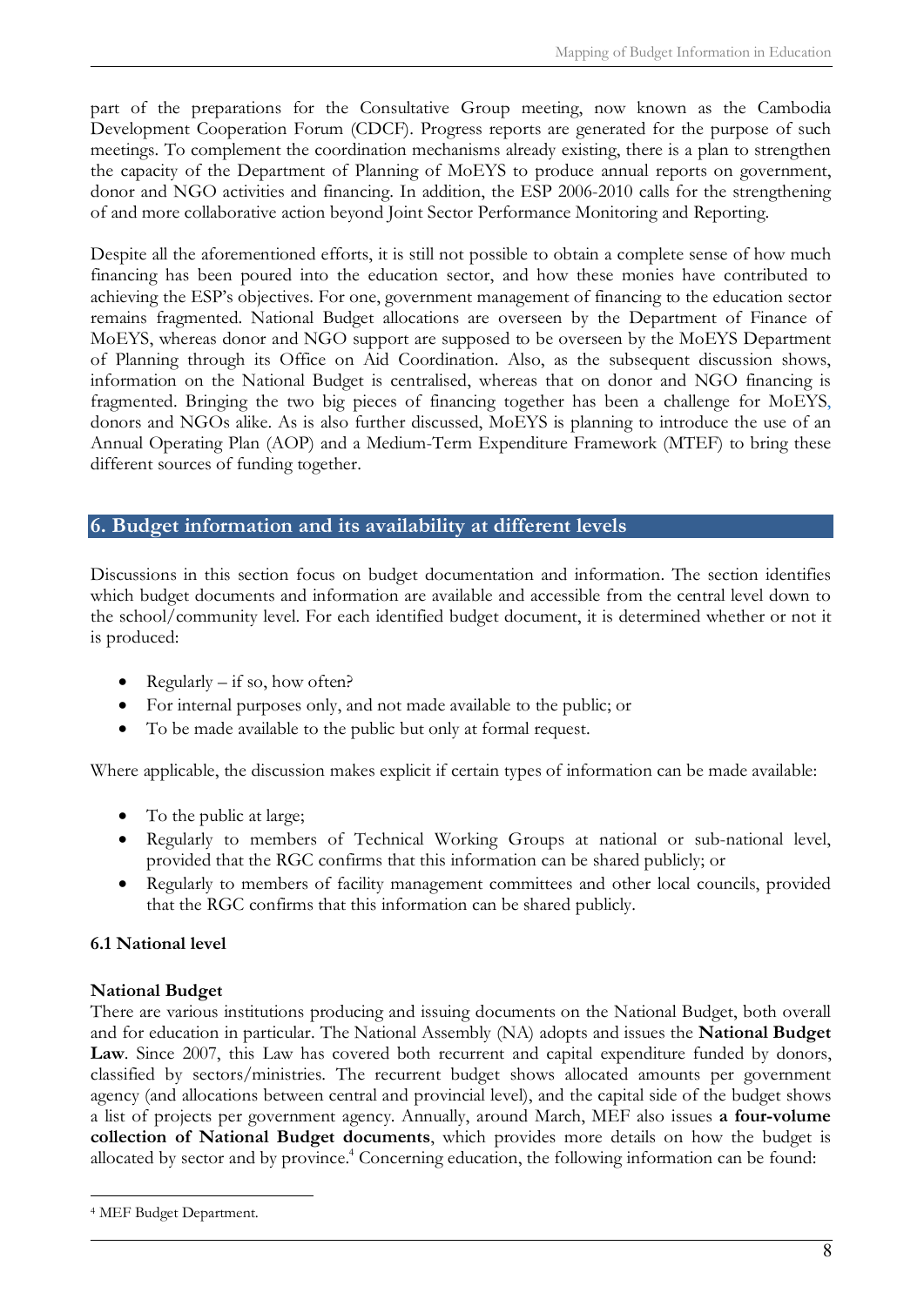part of the preparations for the Consultative Group meeting, now known as the Cambodia Development Cooperation Forum (CDCF). Progress reports are generated for the purpose of such meetings. To complement the coordination mechanisms already existing, there is a plan to strengthen the capacity of the Department of Planning of MoEYS to produce annual reports on government, donor and NGO activities and financing. In addition, the ESP 2006-2010 calls for the strengthening of and more collaborative action beyond Joint Sector Performance Monitoring and Reporting.

Despite all the aforementioned efforts, it is still not possible to obtain a complete sense of how much financing has been poured into the education sector, and how these monies have contributed to achieving the ESP's objectives. For one, government management of financing to the education sector remains fragmented. National Budget allocations are overseen by the Department of Finance of MoEYS, whereas donor and NGO support are supposed to be overseen by the MoEYS Department of Planning through its Office on Aid Coordination. Also, as the subsequent discussion shows, information on the National Budget is centralised, whereas that on donor and NGO financing is fragmented. Bringing the two big pieces of financing together has been a challenge for MoEYS, donors and NGOs alike. As is also further discussed, MoEYS is planning to introduce the use of an Annual Operating Plan (AOP) and a Medium-Term Expenditure Framework (MTEF) to bring these different sources of funding together.

## 6. Budget information and its availability at different levels

Discussions in this section focus on budget documentation and information. The section identifies which budget documents and information are available and accessible from the central level down to the school/community level. For each identified budget document, it is determined whether or not it is produced:

- Regularly – if so, how often?
- For internal purposes only, and not made available to the public; or
- To be made available to the public but only at formal request.

Where applicable, the discussion makes explicit if certain types of information can be made available:

- To the public at large;
- Regularly to members of Technical Working Groups at national or sub-national level, provided that the RGC confirms that this information can be shared publicly; or
- Regularly to members of facility management committees and other local councils, provided that the RGC confirms that this information can be shared publicly.

### 6.1 National level

**National Budget**

There are various institutions producing and issuing documents on the National Budget, both overall and for education in particular. The National Assembly (NA) adopts and issues the **National Budget Law**. Since 2007, this Law has covered both recurrent and capital expenditure funded by donors, classified by sectors/ministries. The recurrent budget shows allocated amounts per government agency (and allocations between central and provincial level), and the capital side of the budget shows a list of projects per government agency. Annually, around March, MEF also issues **a four-volume collection of National Budget documents**, which provides more details on how the budget is allocated by sector and by province.[4] Concerning education, the following information can be found:

[4] MEF Budget Department.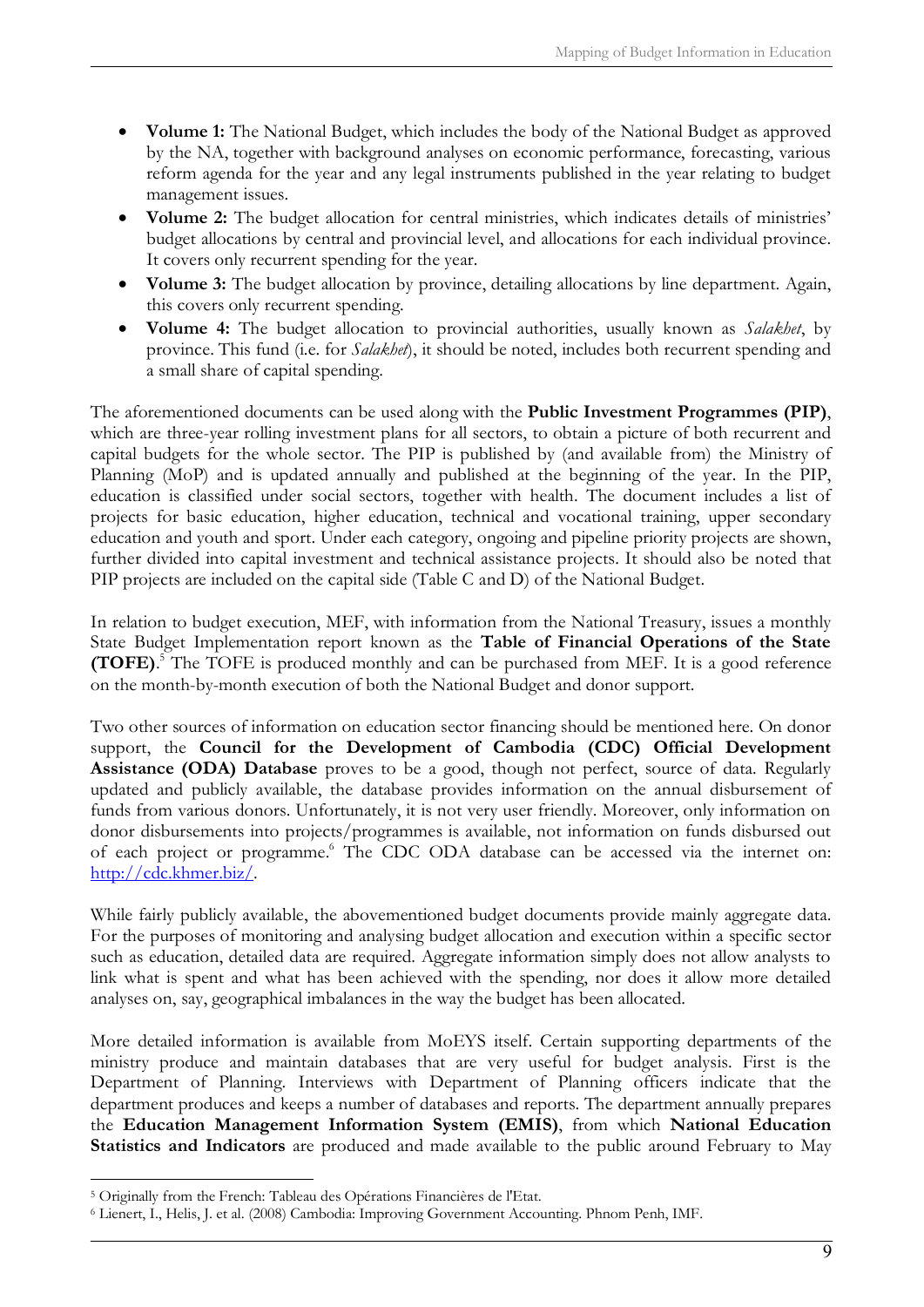- **Volume 1:** The National Budget, which includes the body of the National Budget as approved by the NA, together with background analyses on economic performance, forecasting, various reform agenda for the year and any legal instruments published in the year relating to budget management issues.
- **Volume 2:** The budget allocation for central ministries, which indicates details of ministries' budget allocations by central and provincial level, and allocations for each individual province. It covers only recurrent spending for the year.
- **Volume 3:** The budget allocation by province, detailing allocations by line department. Again, this covers only recurrent spending.
- **Volume 4:** The budget allocation to provincial authorities, usually known as *Salakhet*, by province. This fund (i.e. for *Salakhet*), it should be noted, includes both recurrent spending and a small share of capital spending.

The aforementioned documents can be used along with the **Public Investment Programmes (PIP)**, which are three-year rolling investment plans for all sectors, to obtain a picture of both recurrent and capital budgets for the whole sector. The PIP is published by (and available from) the Ministry of Planning (MoP) and is updated annually and published at the beginning of the year. In the PIP, education is classified under social sectors, together with health. The document includes a list of projects for basic education, higher education, technical and vocational training, upper secondary education and youth and sport. Under each category, ongoing and pipeline priority projects are shown, further divided into capital investment and technical assistance projects. It should also be noted that PIP projects are included on the capital side (Table C and D) of the National Budget.

In relation to budget execution, MEF, with information from the National Treasury, issues a monthly State Budget Implementation report known as the **Table of Financial Operations of the State (TOFE)**.[5] The TOFE is produced monthly and can be purchased from MEF. It is a good reference on the month-by-month execution of both the National Budget and donor support.

Two other sources of information on education sector financing should be mentioned here. On donor support, the **Council for the Development of Cambodia (CDC) Official Development Assistance (ODA) Database** proves to be a good, though not perfect, source of data. Regularly updated and publicly available, the database provides information on the annual disbursement of funds from various donors. Unfortunately, it is not very user friendly. Moreover, only information on donor disbursements into projects/programmes is available, not information on funds disbursed out of each project or programme.[6] The CDC ODA database can be accessed via the internet on: http://cdc.khmer.biz/.

While fairly publicly available, the abovementioned budget documents provide mainly aggregate data. For the purposes of monitoring and analysing budget allocation and execution within a specific sector such as education, detailed data are required. Aggregate information simply does not allow analysts to link what is spent and what has been achieved with the spending, nor does it allow more detailed analyses on, say, geographical imbalances in the way the budget has been allocated.

More detailed information is available from MoEYS itself. Certain supporting departments of the ministry produce and maintain databases that are very useful for budget analysis. First is the Department of Planning. Interviews with Department of Planning officers indicate that the department produces and keeps a number of databases and reports. The department annually prepares the **Education Management Information System (EMIS)**, from which **National Education Statistics and Indicators** are produced and made available to the public around February to May

[5] Originally from the French: Tableau des Opérations Financières de l'Etat.

[6] Lienert, I., Helis, J. et al. (2008) Cambodia: Improving Government Accounting. Phnom Penh, IMF.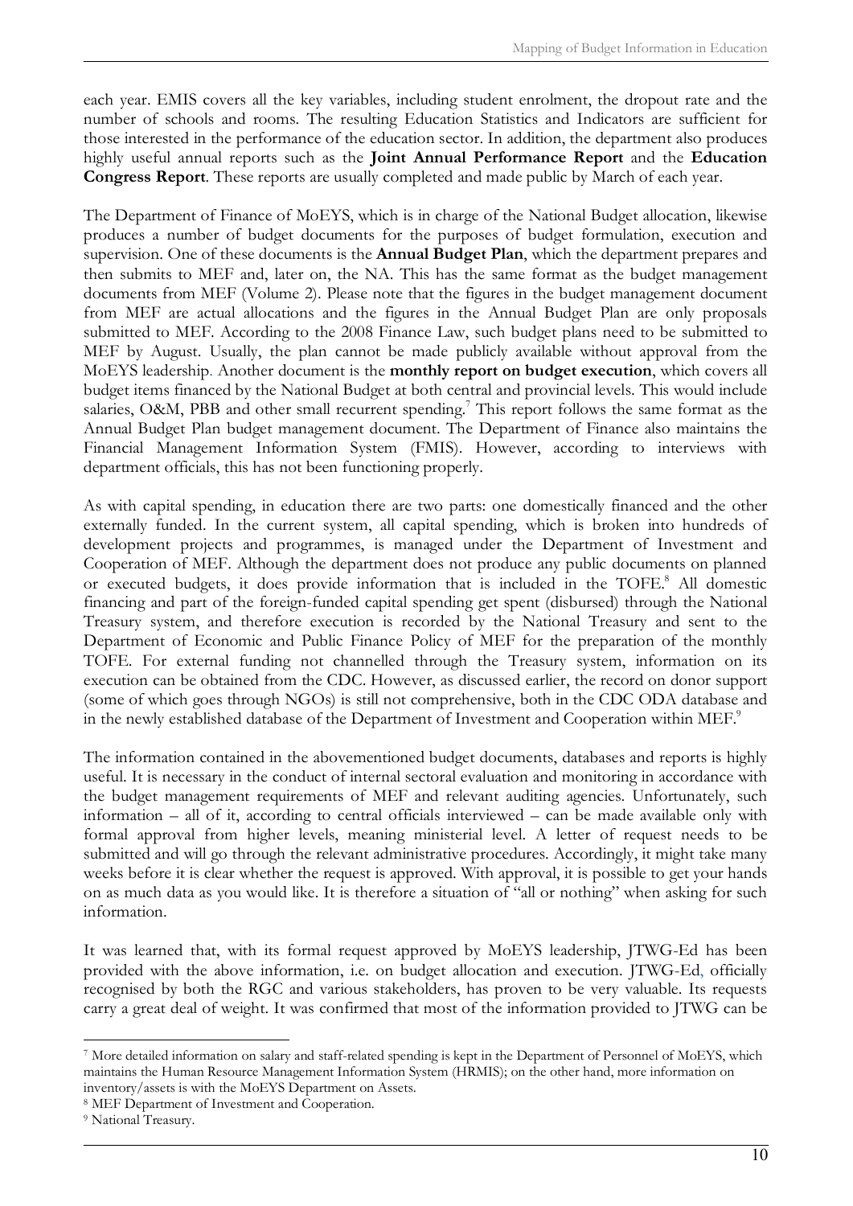each year. EMIS covers all the key variables, including student enrolment, the dropout rate and the number of schools and rooms. The resulting Education Statistics and Indicators are sufficient for those interested in the performance of the education sector. In addition, the department also produces highly useful annual reports such as the **Joint Annual Performance Report** and the **Education Congress Report**. These reports are usually completed and made public by March of each year.

The Department of Finance of MoEYS, which is in charge of the National Budget allocation, likewise produces a number of budget documents for the purposes of budget formulation, execution and supervision. One of these documents is the **Annual Budget Plan**, which the department prepares and then submits to MEF and, later on, the NA. This has the same format as the budget management documents from MEF (Volume 2). Please note that the figures in the budget management document from MEF are actual allocations and the figures in the Annual Budget Plan are only proposals submitted to MEF. According to the 2008 Finance Law, such budget plans need to be submitted to MEF by August. Usually, the plan cannot be made publicly available without approval from the MoEYS leadership. Another document is the **monthly report on budget execution**, which covers all budget items financed by the National Budget at both central and provincial levels. This would include salaries, O&M, PBB and other small recurrent spending.[7] This report follows the same format as the Annual Budget Plan budget management document. The Department of Finance also maintains the Financial Management Information System (FMIS). However, according to interviews with department officials, this has not been functioning properly.

As with capital spending, in education there are two parts: one domestically financed and the other externally funded. In the current system, all capital spending, which is broken into hundreds of development projects and programmes, is managed under the Department of Investment and Cooperation of MEF. Although the department does not produce any public documents on planned or executed budgets, it does provide information that is included in the TOFE.[8] All domestic financing and part of the foreign-funded capital spending get spent (disbursed) through the National Treasury system, and therefore execution is recorded by the National Treasury and sent to the Department of Economic and Public Finance Policy of MEF for the preparation of the monthly TOFE. For external funding not channelled through the Treasury system, information on its execution can be obtained from the CDC. However, as discussed earlier, the record on donor support (some of which goes through NGOs) is still not comprehensive, both in the CDC ODA database and in the newly established database of the Department of Investment and Cooperation within MEF.[9]

The information contained in the abovementioned budget documents, databases and reports is highly useful. It is necessary in the conduct of internal sectoral evaluation and monitoring in accordance with the budget management requirements of MEF and relevant auditing agencies. Unfortunately, such information – all of it, according to central officials interviewed – can be made available only with formal approval from higher levels, meaning ministerial level. A letter of request needs to be submitted and will go through the relevant administrative procedures. Accordingly, it might take many weeks before it is clear whether the request is approved. With approval, it is possible to get your hands on as much data as you would like. It is therefore a situation of "all or nothing" when asking for such information.

It was learned that, with its formal request approved by MoEYS leadership, JTWG-Ed has been provided with the above information, i.e. on budget allocation and execution. JTWG-Ed, officially recognised by both the RGC and various stakeholders, has proven to be very valuable. Its requests carry a great deal of weight. It was confirmed that most of the information provided to JTWG can be

---

[7] More detailed information on salary and staff-related spending is kept in the Department of Personnel of MoEYS, which maintains the Human Resource Management Information System (HRMIS); on the other hand, more information on inventory/assets is with the MoEYS Department on Assets.

[8] MEF Department of Investment and Cooperation.

[9] National Treasury.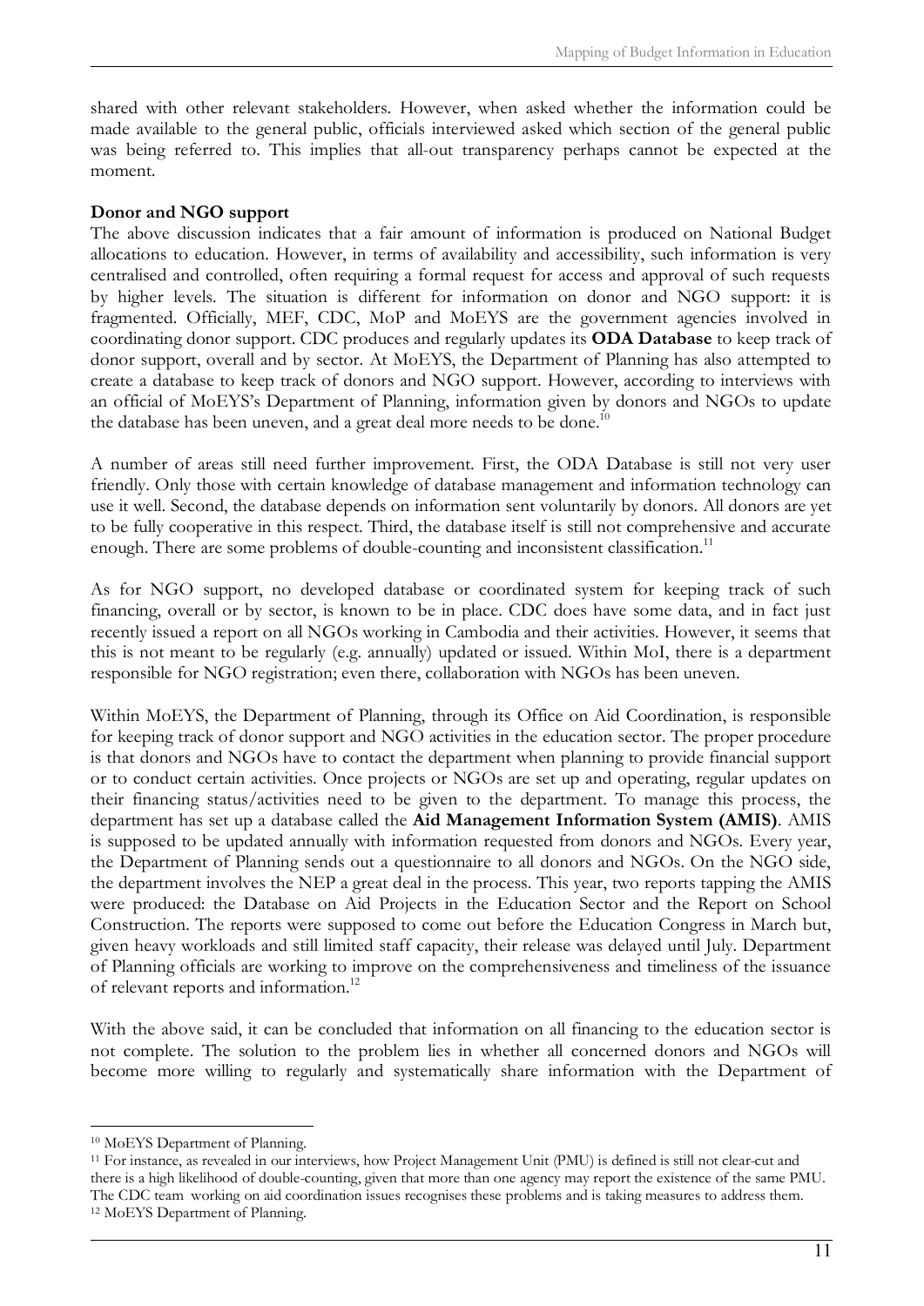shared with other relevant stakeholders. However, when asked whether the information could be made available to the general public, officials interviewed asked which section of the general public was being referred to. This implies that all-out transparency perhaps cannot be expected at the moment.

**Donor and NGO support**

The above discussion indicates that a fair amount of information is produced on National Budget allocations to education. However, in terms of availability and accessibility, such information is very centralised and controlled, often requiring a formal request for access and approval of such requests by higher levels. The situation is different for information on donor and NGO support: it is fragmented. Officially, MEF, CDC, MoP and MoEYS are the government agencies involved in coordinating donor support. CDC produces and regularly updates its **ODA Database** to keep track of donor support, overall and by sector. At MoEYS, the Department of Planning has also attempted to create a database to keep track of donors and NGO support. However, according to interviews with an official of MoEYS's Department of Planning, information given by donors and NGOs to update the database has been uneven, and a great deal more needs to be done.[10]

A number of areas still need further improvement. First, the ODA Database is still not very user friendly. Only those with certain knowledge of database management and information technology can use it well. Second, the database depends on information sent voluntarily by donors. All donors are yet to be fully cooperative in this respect. Third, the database itself is still not comprehensive and accurate enough. There are some problems of double-counting and inconsistent classification.[11]

As for NGO support, no developed database or coordinated system for keeping track of such financing, overall or by sector, is known to be in place. CDC does have some data, and in fact just recently issued a report on all NGOs working in Cambodia and their activities. However, it seems that this is not meant to be regularly (e.g. annually) updated or issued. Within MoI, there is a department responsible for NGO registration; even there, collaboration with NGOs has been uneven.

Within MoEYS, the Department of Planning, through its Office on Aid Coordination, is responsible for keeping track of donor support and NGO activities in the education sector. The proper procedure is that donors and NGOs have to contact the department when planning to provide financial support or to conduct certain activities. Once projects or NGOs are set up and operating, regular updates on their financing status/activities need to be given to the department. To manage this process, the department has set up a database called the **Aid Management Information System (AMIS)**. AMIS is supposed to be updated annually with information requested from donors and NGOs. Every year, the Department of Planning sends out a questionnaire to all donors and NGOs. On the NGO side, the department involves the NEP a great deal in the process. This year, two reports tapping the AMIS were produced: the Database on Aid Projects in the Education Sector and the Report on School Construction. The reports were supposed to come out before the Education Congress in March but, given heavy workloads and still limited staff capacity, their release was delayed until July. Department of Planning officials are working to improve on the comprehensiveness and timeliness of the issuance of relevant reports and information.[12]

With the above said, it can be concluded that information on all financing to the education sector is not complete. The solution to the problem lies in whether all concerned donors and NGOs will become more willing to regularly and systematically share information with the Department of

---

[10] MoEYS Department of Planning.

[11] For instance, as revealed in our interviews, how Project Management Unit (PMU) is defined is still not clear-cut and there is a high likelihood of double-counting, given that more than one agency may report the existence of the same PMU. The CDC team working on aid coordination issues recognises these problems and is taking measures to address them.

[12] MoEYS Department of Planning.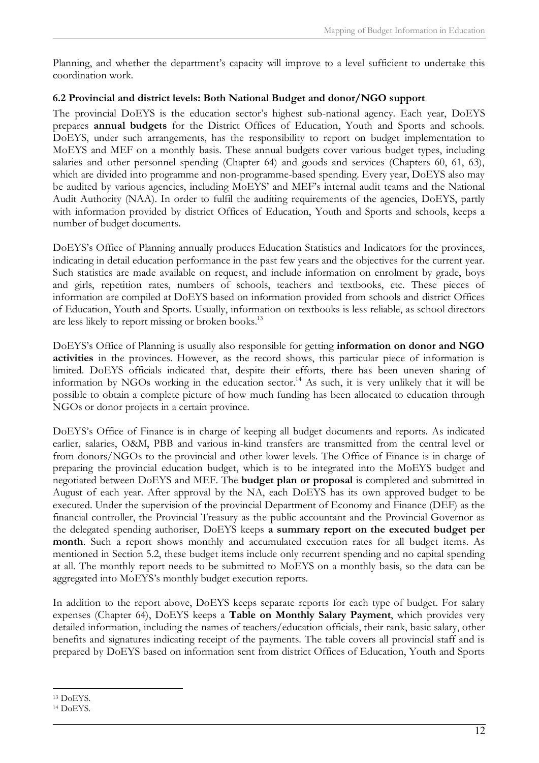Planning, and whether the department's capacity will improve to a level sufficient to undertake this coordination work.

### 6.2 Provincial and district levels: Both National Budget and donor/NGO support

The provincial DoEYS is the education sector's highest sub-national agency. Each year, DoEYS prepares **annual budgets** for the District Offices of Education, Youth and Sports and schools. DoEYS, under such arrangements, has the responsibility to report on budget implementation to MoEYS and MEF on a monthly basis. These annual budgets cover various budget types, including salaries and other personnel spending (Chapter 64) and goods and services (Chapters 60, 61, 63), which are divided into programme and non-programme-based spending. Every year, DoEYS also may be audited by various agencies, including MoEYS' and MEF's internal audit teams and the National Audit Authority (NAA). In order to fulfil the auditing requirements of the agencies, DoEYS, partly with information provided by district Offices of Education, Youth and Sports and schools, keeps a number of budget documents.

DoEYS's Office of Planning annually produces Education Statistics and Indicators for the provinces, indicating in detail education performance in the past few years and the objectives for the current year. Such statistics are made available on request, and include information on enrolment by grade, boys and girls, repetition rates, numbers of schools, teachers and textbooks, etc. These pieces of information are compiled at DoEYS based on information provided from schools and district Offices of Education, Youth and Sports. Usually, information on textbooks is less reliable, as school directors are less likely to report missing or broken books.[13]

DoEYS's Office of Planning is usually also responsible for getting **information on donor and NGO activities** in the provinces. However, as the record shows, this particular piece of information is limited. DoEYS officials indicated that, despite their efforts, there has been uneven sharing of information by NGOs working in the education sector.[14] As such, it is very unlikely that it will be possible to obtain a complete picture of how much funding has been allocated to education through NGOs or donor projects in a certain province.

DoEYS's Office of Finance is in charge of keeping all budget documents and reports. As indicated earlier, salaries, O&M, PBB and various in-kind transfers are transmitted from the central level or from donors/NGOs to the provincial and other lower levels. The Office of Finance is in charge of preparing the provincial education budget, which is to be integrated into the MoEYS budget and negotiated between DoEYS and MEF. The **budget plan or proposal** is completed and submitted in August of each year. After approval by the NA, each DoEYS has its own approved budget to be executed. Under the supervision of the provincial Department of Economy and Finance (DEF) as the financial controller, the Provincial Treasury as the public accountant and the Provincial Governor as the delegated spending authoriser, DoEYS keeps **a summary report on the executed budget per month**. Such a report shows monthly and accumulated execution rates for all budget items. As mentioned in Section 5.2, these budget items include only recurrent spending and no capital spending at all. The monthly report needs to be submitted to MoEYS on a monthly basis, so the data can be aggregated into MoEYS's monthly budget execution reports.

In addition to the report above, DoEYS keeps separate reports for each type of budget. For salary expenses (Chapter 64), DoEYS keeps a **Table on Monthly Salary Payment**, which provides very detailed information, including the names of teachers/education officials, their rank, basic salary, other benefits and signatures indicating receipt of the payments. The table covers all provincial staff and is prepared by DoEYS based on information sent from district Offices of Education, Youth and Sports

---

[13] DoEYS.

[14] DoEYS.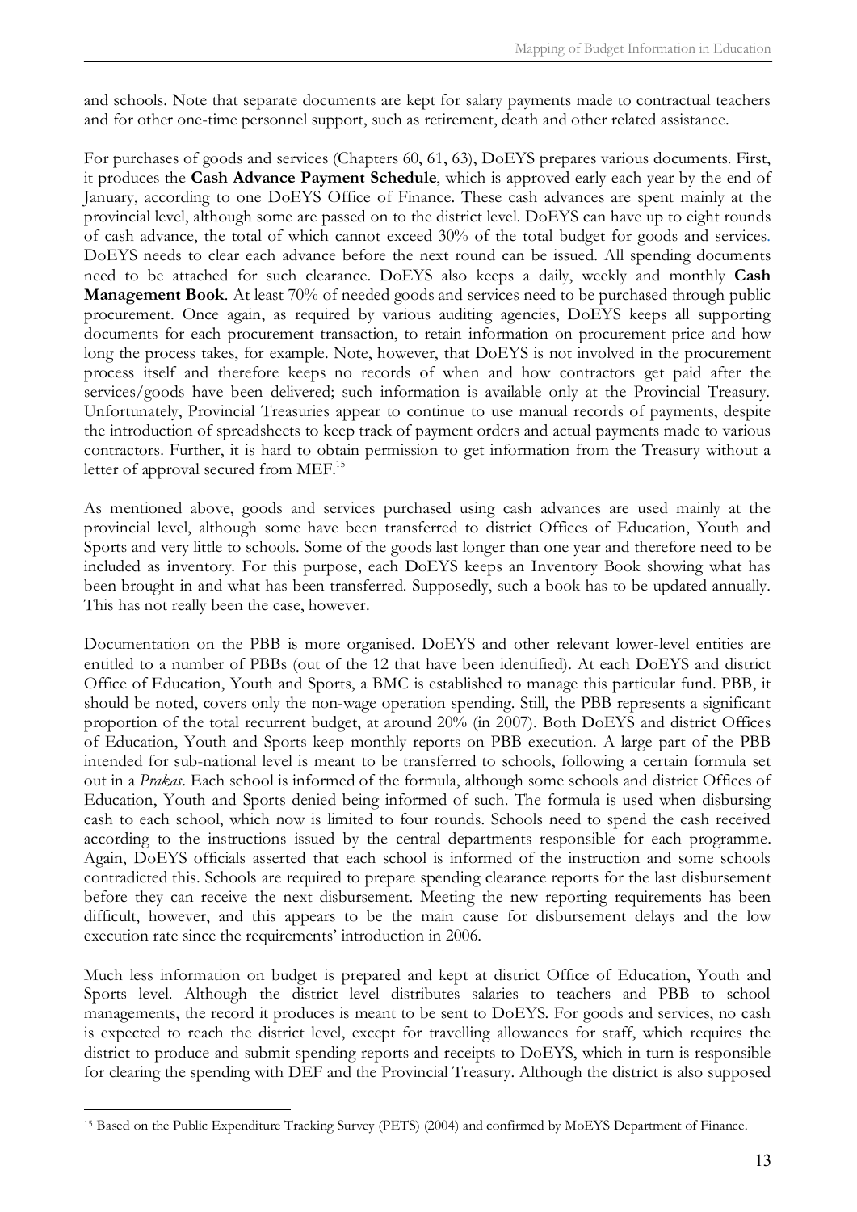and schools. Note that separate documents are kept for salary payments made to contractual teachers and for other one-time personnel support, such as retirement, death and other related assistance.

For purchases of goods and services (Chapters 60, 61, 63), DoEYS prepares various documents. First, it produces the **Cash Advance Payment Schedule**, which is approved early each year by the end of January, according to one DoEYS Office of Finance. These cash advances are spent mainly at the provincial level, although some are passed on to the district level. DoEYS can have up to eight rounds of cash advance, the total of which cannot exceed 30% of the total budget for goods and services. DoEYS needs to clear each advance before the next round can be issued. All spending documents need to be attached for such clearance. DoEYS also keeps a daily, weekly and monthly **Cash Management Book**. At least 70% of needed goods and services need to be purchased through public procurement. Once again, as required by various auditing agencies, DoEYS keeps all supporting documents for each procurement transaction, to retain information on procurement price and how long the process takes, for example. Note, however, that DoEYS is not involved in the procurement process itself and therefore keeps no records of when and how contractors get paid after the services/goods have been delivered; such information is available only at the Provincial Treasury. Unfortunately, Provincial Treasuries appear to continue to use manual records of payments, despite the introduction of spreadsheets to keep track of payment orders and actual payments made to various contractors. Further, it is hard to obtain permission to get information from the Treasury without a letter of approval secured from MEF.[15]

As mentioned above, goods and services purchased using cash advances are used mainly at the provincial level, although some have been transferred to district Offices of Education, Youth and Sports and very little to schools. Some of the goods last longer than one year and therefore need to be included as inventory. For this purpose, each DoEYS keeps an Inventory Book showing what has been brought in and what has been transferred. Supposedly, such a book has to be updated annually. This has not really been the case, however.

Documentation on the PBB is more organised. DoEYS and other relevant lower-level entities are entitled to a number of PBBs (out of the 12 that have been identified). At each DoEYS and district Office of Education, Youth and Sports, a BMC is established to manage this particular fund. PBB, it should be noted, covers only the non-wage operation spending. Still, the PBB represents a significant proportion of the total recurrent budget, at around 20% (in 2007). Both DoEYS and district Offices of Education, Youth and Sports keep monthly reports on PBB execution. A large part of the PBB intended for sub-national level is meant to be transferred to schools, following a certain formula set out in a *Prakas*. Each school is informed of the formula, although some schools and district Offices of Education, Youth and Sports denied being informed of such. The formula is used when disbursing cash to each school, which now is limited to four rounds. Schools need to spend the cash received according to the instructions issued by the central departments responsible for each programme. Again, DoEYS officials asserted that each school is informed of the instruction and some schools contradicted this. Schools are required to prepare spending clearance reports for the last disbursement before they can receive the next disbursement. Meeting the new reporting requirements has been difficult, however, and this appears to be the main cause for disbursement delays and the low execution rate since the requirements' introduction in 2006.

Much less information on budget is prepared and kept at district Office of Education, Youth and Sports level. Although the district level distributes salaries to teachers and PBB to school managements, the record it produces is meant to be sent to DoEYS. For goods and services, no cash is expected to reach the district level, except for travelling allowances for staff, which requires the district to produce and submit spending reports and receipts to DoEYS, which in turn is responsible for clearing the spending with DEF and the Provincial Treasury. Although the district is also supposed

---

[15] Based on the Public Expenditure Tracking Survey (PETS) (2004) and confirmed by MoEYS Department of Finance.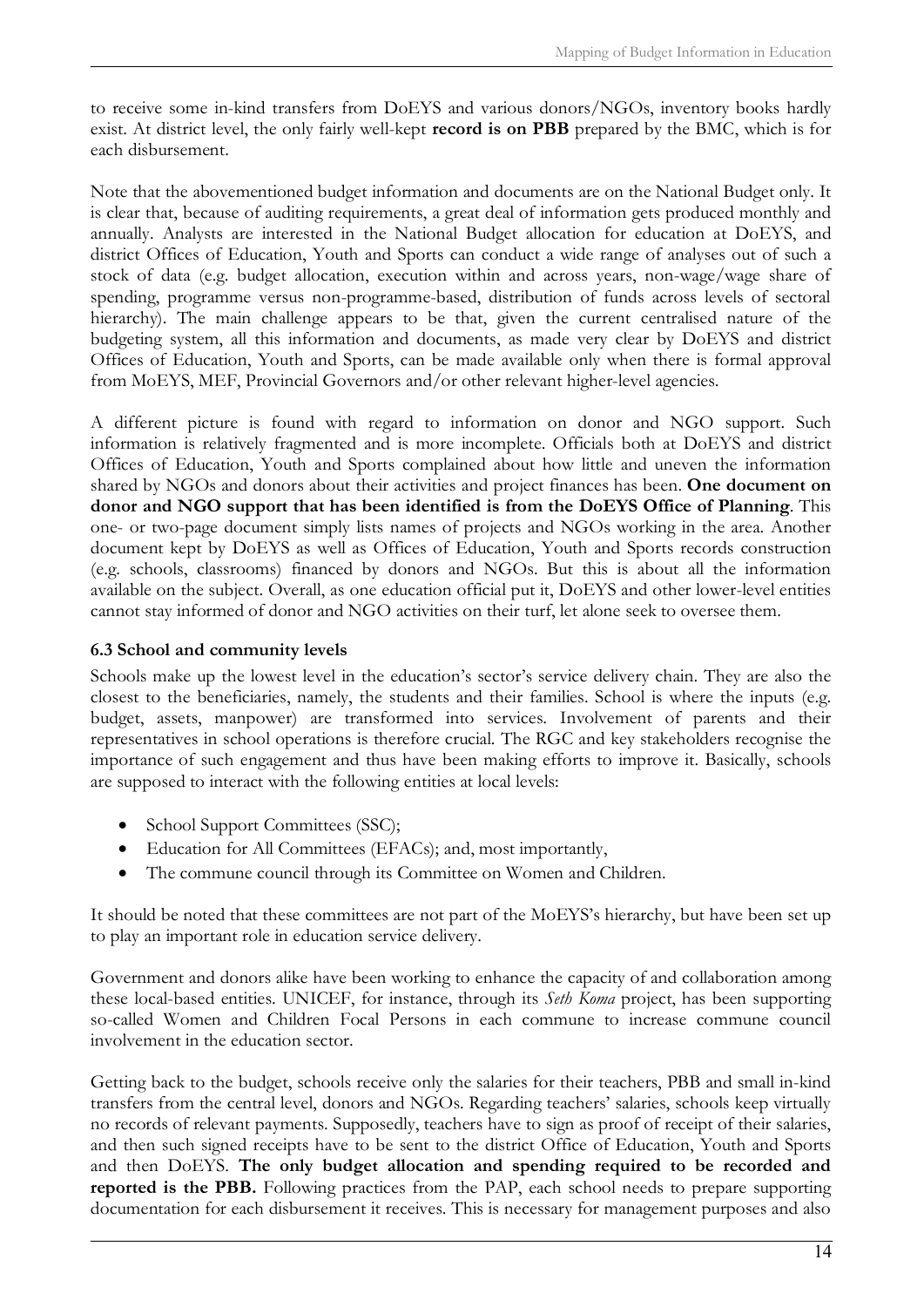to receive some in-kind transfers from DoEYS and various donors/NGOs, inventory books hardly exist. At district level, the only fairly well-kept **record is on PBB** prepared by the BMC, which is for each disbursement.

Note that the abovementioned budget information and documents are on the National Budget only. It is clear that, because of auditing requirements, a great deal of information gets produced monthly and annually. Analysts are interested in the National Budget allocation for education at DoEYS, and district Offices of Education, Youth and Sports can conduct a wide range of analyses out of such a stock of data (e.g. budget allocation, execution within and across years, non-wage/wage share of spending, programme versus non-programme-based, distribution of funds across levels of sectoral hierarchy). The main challenge appears to be that, given the current centralised nature of the budgeting system, all this information and documents, as made very clear by DoEYS and district Offices of Education, Youth and Sports, can be made available only when there is formal approval from MoEYS, MEF, Provincial Governors and/or other relevant higher-level agencies.

A different picture is found with regard to information on donor and NGO support. Such information is relatively fragmented and is more incomplete. Officials both at DoEYS and district Offices of Education, Youth and Sports complained about how little and uneven the information shared by NGOs and donors about their activities and project finances has been. **One document on donor and NGO support that has been identified is from the DoEYS Office of Planning**. This one- or two-page document simply lists names of projects and NGOs working in the area. Another document kept by DoEYS as well as Offices of Education, Youth and Sports records construction (e.g. schools, classrooms) financed by donors and NGOs. But this is about all the information available on the subject. Overall, as one education official put it, DoEYS and other lower-level entities cannot stay informed of donor and NGO activities on their turf, let alone seek to oversee them.

### 6.3 School and community levels

Schools make up the lowest level in the education's sector's service delivery chain. They are also the closest to the beneficiaries, namely, the students and their families. School is where the inputs (e.g. budget, assets, manpower) are transformed into services. Involvement of parents and their representatives in school operations is therefore crucial. The RGC and key stakeholders recognise the importance of such engagement and thus have been making efforts to improve it. Basically, schools are supposed to interact with the following entities at local levels:

- School Support Committees (SSC);
- Education for All Committees (EFACs); and, most importantly,
- The commune council through its Committee on Women and Children.

It should be noted that these committees are not part of the MoEYS's hierarchy, but have been set up to play an important role in education service delivery.

Government and donors alike have been working to enhance the capacity of and collaboration among these local-based entities. UNICEF, for instance, through its *Seth Koma* project, has been supporting so-called Women and Children Focal Persons in each commune to increase commune council involvement in the education sector.

Getting back to the budget, schools receive only the salaries for their teachers, PBB and small in-kind transfers from the central level, donors and NGOs. Regarding teachers' salaries, schools keep virtually no records of relevant payments. Supposedly, teachers have to sign as proof of receipt of their salaries, and then such signed receipts have to be sent to the district Office of Education, Youth and Sports and then DoEYS. **The only budget allocation and spending required to be recorded and reported is the PBB.** Following practices from the PAP, each school needs to prepare supporting documentation for each disbursement it receives. This is necessary for management purposes and also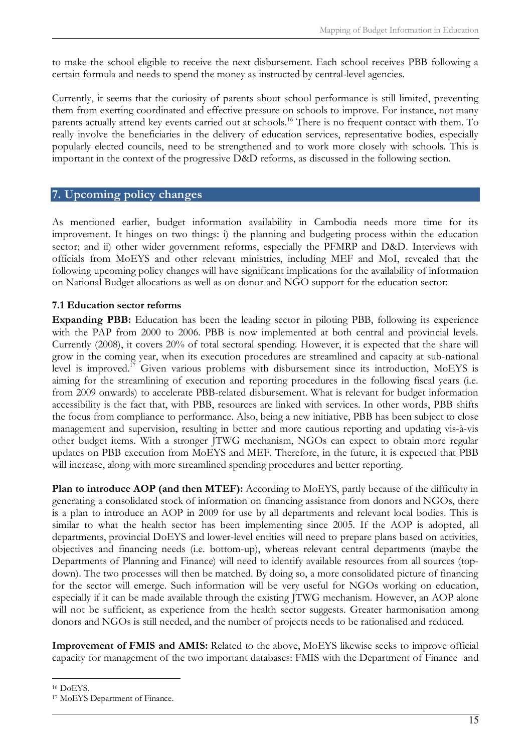to make the school eligible to receive the next disbursement. Each school receives PBB following a certain formula and needs to spend the money as instructed by central-level agencies.

Currently, it seems that the curiosity of parents about school performance is still limited, preventing them from exerting coordinated and effective pressure on schools to improve. For instance, not many parents actually attend key events carried out at schools.[16] There is no frequent contact with them. To really involve the beneficiaries in the delivery of education services, representative bodies, especially popularly elected councils, need to be strengthened and to work more closely with schools. This is important in the context of the progressive D&D reforms, as discussed in the following section.

## 7. Upcoming policy changes

As mentioned earlier, budget information availability in Cambodia needs more time for its improvement. It hinges on two things: i) the planning and budgeting process within the education sector; and ii) other wider government reforms, especially the PFMRP and D&D. Interviews with officials from MoEYS and other relevant ministries, including MEF and MoI, revealed that the following upcoming policy changes will have significant implications for the availability of information on National Budget allocations as well as on donor and NGO support for the education sector:

### 7.1 Education sector reforms

**Expanding PBB:** Education has been the leading sector in piloting PBB, following its experience with the PAP from 2000 to 2006. PBB is now implemented at both central and provincial levels. Currently (2008), it covers 20% of total sectoral spending. However, it is expected that the share will grow in the coming year, when its execution procedures are streamlined and capacity at sub-national level is improved.[17] Given various problems with disbursement since its introduction, MoEYS is aiming for the streamlining of execution and reporting procedures in the following fiscal years (i.e. from 2009 onwards) to accelerate PBB-related disbursement. What is relevant for budget information accessibility is the fact that, with PBB, resources are linked with services. In other words, PBB shifts the focus from compliance to performance. Also, being a new initiative, PBB has been subject to close management and supervision, resulting in better and more cautious reporting and updating vis-à-vis other budget items. With a stronger JTWG mechanism, NGOs can expect to obtain more regular updates on PBB execution from MoEYS and MEF. Therefore, in the future, it is expected that PBB will increase, along with more streamlined spending procedures and better reporting.

**Plan to introduce AOP (and then MTEF):** According to MoEYS, partly because of the difficulty in generating a consolidated stock of information on financing assistance from donors and NGOs, there is a plan to introduce an AOP in 2009 for use by all departments and relevant local bodies. This is similar to what the health sector has been implementing since 2005. If the AOP is adopted, all departments, provincial DoEYS and lower-level entities will need to prepare plans based on activities, objectives and financing needs (i.e. bottom-up), whereas relevant central departments (maybe the Departments of Planning and Finance) will need to identify available resources from all sources (top-down). The two processes will then be matched. By doing so, a more consolidated picture of financing for the sector will emerge. Such information will be very useful for NGOs working on education, especially if it can be made available through the existing JTWG mechanism. However, an AOP alone will not be sufficient, as experience from the health sector suggests. Greater harmonisation among donors and NGOs is still needed, and the number of projects needs to be rationalised and reduced.

**Improvement of FMIS and AMIS:** Related to the above, MoEYS likewise seeks to improve official capacity for management of the two important databases: FMIS with the Department of Finance and

---

[16] DoEYS.

[17] MoEYS Department of Finance.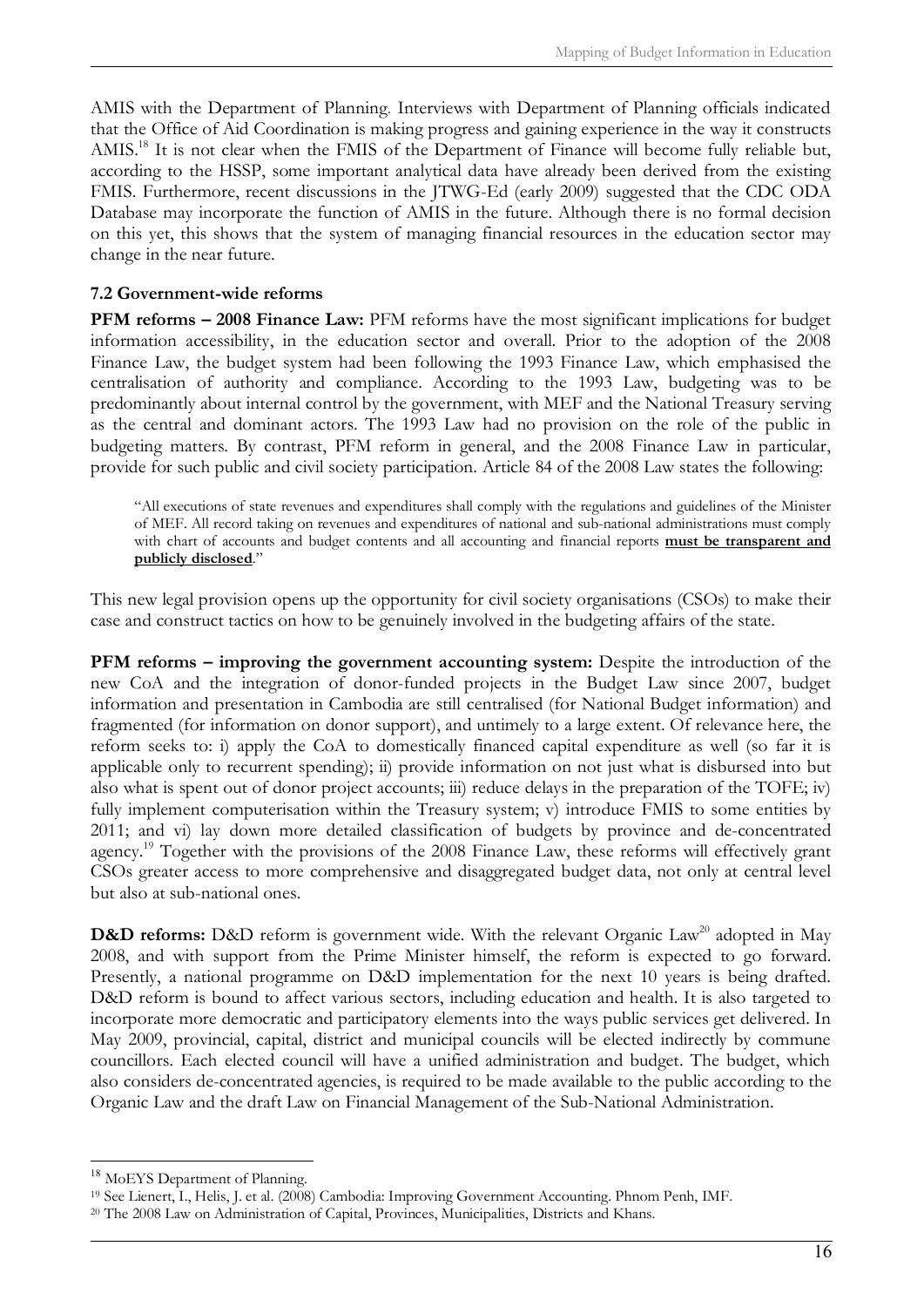AMIS with the Department of Planning. Interviews with Department of Planning officials indicated that the Office of Aid Coordination is making progress and gaining experience in the way it constructs AMIS.[18] It is not clear when the FMIS of the Department of Finance will become fully reliable but, according to the HSSP, some important analytical data have already been derived from the existing FMIS. Furthermore, recent discussions in the JTWG-Ed (early 2009) suggested that the CDC ODA Database may incorporate the function of AMIS in the future. Although there is no formal decision on this yet, this shows that the system of managing financial resources in the education sector may change in the near future.

### 7.2 Government-wide reforms

**PFM reforms – 2008 Finance Law:** PFM reforms have the most significant implications for budget information accessibility, in the education sector and overall. Prior to the adoption of the 2008 Finance Law, the budget system had been following the 1993 Finance Law, which emphasised the centralisation of authority and compliance. According to the 1993 Law, budgeting was to be predominantly about internal control by the government, with MEF and the National Treasury serving as the central and dominant actors. The 1993 Law had no provision on the role of the public in budgeting matters. By contrast, PFM reform in general, and the 2008 Finance Law in particular, provide for such public and civil society participation. Article 84 of the 2008 Law states the following:

> "All executions of state revenues and expenditures shall comply with the regulations and guidelines of the Minister of MEF. All record taking on revenues and expenditures of national and sub-national administrations must comply with chart of accounts and budget contents and all accounting and financial reports **must be transparent and publicly disclosed**."

This new legal provision opens up the opportunity for civil society organisations (CSOs) to make their case and construct tactics on how to be genuinely involved in the budgeting affairs of the state.

**PFM reforms – improving the government accounting system:** Despite the introduction of the new CoA and the integration of donor-funded projects in the Budget Law since 2007, budget information and presentation in Cambodia are still centralised (for National Budget information) and fragmented (for information on donor support), and untimely to a large extent. Of relevance here, the reform seeks to: i) apply the CoA to domestically financed capital expenditure as well (so far it is applicable only to recurrent spending); ii) provide information on not just what is disbursed into but also what is spent out of donor project accounts; iii) reduce delays in the preparation of the TOFE; iv) fully implement computerisation within the Treasury system; v) introduce FMIS to some entities by 2011; and vi) lay down more detailed classification of budgets by province and de-concentrated agency.[19] Together with the provisions of the 2008 Finance Law, these reforms will effectively grant CSOs greater access to more comprehensive and disaggregated budget data, not only at central level but also at sub-national ones.

**D&D reforms:** D&D reform is government wide. With the relevant Organic Law[20] adopted in May 2008, and with support from the Prime Minister himself, the reform is expected to go forward. Presently, a national programme on D&D implementation for the next 10 years is being drafted. D&D reform is bound to affect various sectors, including education and health. It is also targeted to incorporate more democratic and participatory elements into the ways public services get delivered. In May 2009, provincial, capital, district and municipal councils will be elected indirectly by commune councillors. Each elected council will have a unified administration and budget. The budget, which also considers de-concentrated agencies, is required to be made available to the public according to the Organic Law and the draft Law on Financial Management of the Sub-National Administration.

---

[18] MoEYS Department of Planning.

[19] See Lienert, I., Helis, J. et al. (2008) Cambodia: Improving Government Accounting. Phnom Penh, IMF.

[20] The 2008 Law on Administration of Capital, Provinces, Municipalities, Districts and Khans.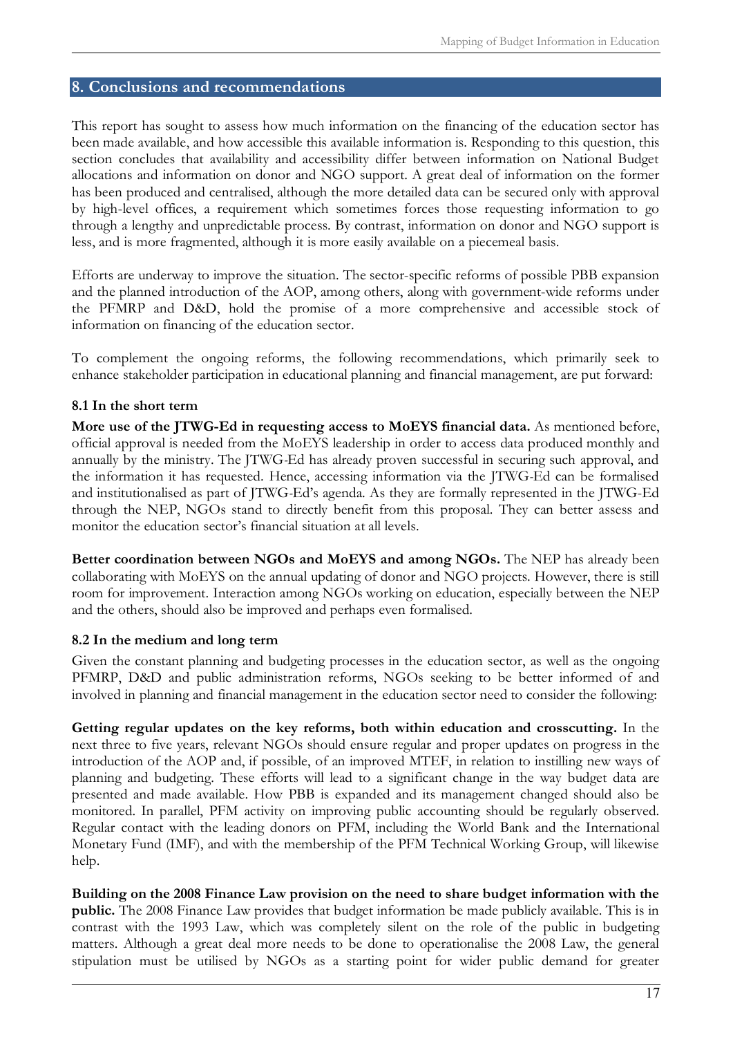## 8. Conclusions and recommendations

This report has sought to assess how much information on the financing of the education sector has been made available, and how accessible this available information is. Responding to this question, this section concludes that availability and accessibility differ between information on National Budget allocations and information on donor and NGO support. A great deal of information on the former has been produced and centralised, although the more detailed data can be secured only with approval by high-level offices, a requirement which sometimes forces those requesting information to go through a lengthy and unpredictable process. By contrast, information on donor and NGO support is less, and is more fragmented, although it is more easily available on a piecemeal basis.

Efforts are underway to improve the situation. The sector-specific reforms of possible PBB expansion and the planned introduction of the AOP, among others, along with government-wide reforms under the PFMRP and D&D, hold the promise of a more comprehensive and accessible stock of information on financing of the education sector.

To complement the ongoing reforms, the following recommendations, which primarily seek to enhance stakeholder participation in educational planning and financial management, are put forward:

### 8.1 In the short term

**More use of the JTWG-Ed in requesting access to MoEYS financial data.** As mentioned before, official approval is needed from the MoEYS leadership in order to access data produced monthly and annually by the ministry. The JTWG-Ed has already proven successful in securing such approval, and the information it has requested. Hence, accessing information via the JTWG-Ed can be formalised and institutionalised as part of JTWG-Ed's agenda. As they are formally represented in the JTWG-Ed through the NEP, NGOs stand to directly benefit from this proposal. They can better assess and monitor the education sector's financial situation at all levels.

**Better coordination between NGOs and MoEYS and among NGOs.** The NEP has already been collaborating with MoEYS on the annual updating of donor and NGO projects. However, there is still room for improvement. Interaction among NGOs working on education, especially between the NEP and the others, should also be improved and perhaps even formalised.

### 8.2 In the medium and long term

Given the constant planning and budgeting processes in the education sector, as well as the ongoing PFMRP, D&D and public administration reforms, NGOs seeking to be better informed of and involved in planning and financial management in the education sector need to consider the following:

**Getting regular updates on the key reforms, both within education and crosscutting.** In the next three to five years, relevant NGOs should ensure regular and proper updates on progress in the introduction of the AOP and, if possible, of an improved MTEF, in relation to instilling new ways of planning and budgeting. These efforts will lead to a significant change in the way budget data are presented and made available. How PBB is expanded and its management changed should also be monitored. In parallel, PFM activity on improving public accounting should be regularly observed. Regular contact with the leading donors on PFM, including the World Bank and the International Monetary Fund (IMF), and with the membership of the PFM Technical Working Group, will likewise help.

**Building on the 2008 Finance Law provision on the need to share budget information with the public.** The 2008 Finance Law provides that budget information be made publicly available. This is in contrast with the 1993 Law, which was completely silent on the role of the public in budgeting matters. Although a great deal more needs to be done to operationalise the 2008 Law, the general stipulation must be utilised by NGOs as a starting point for wider public demand for greater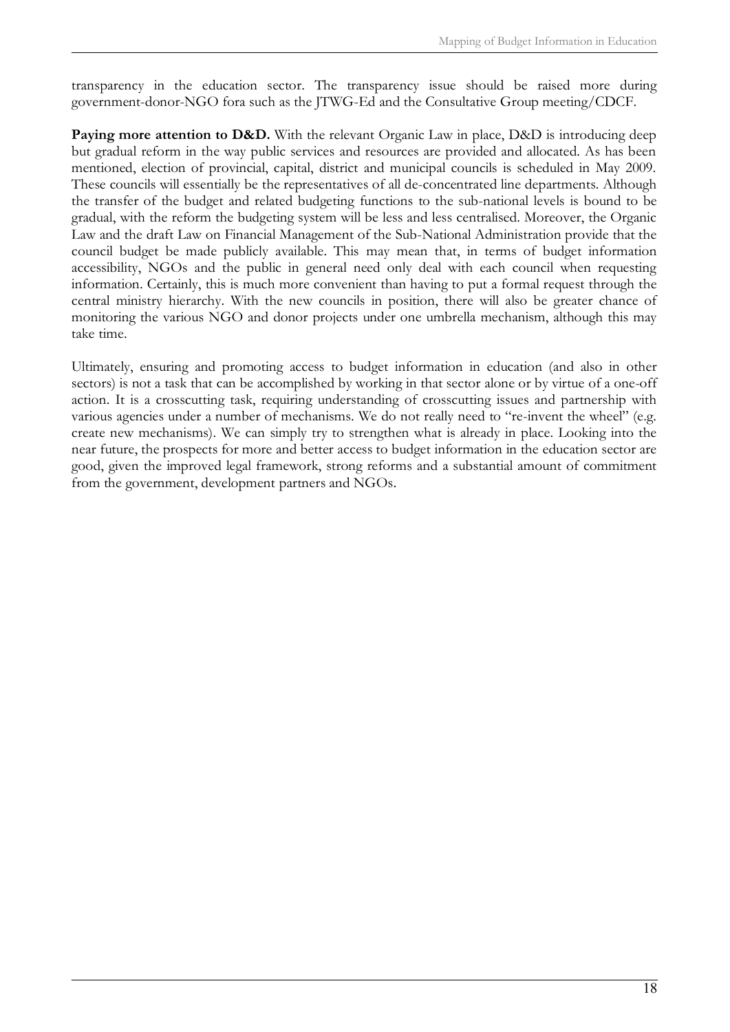transparency in the education sector. The transparency issue should be raised more during government-donor-NGO fora such as the JTWG-Ed and the Consultative Group meeting/CDCF.

**Paying more attention to D&D.** With the relevant Organic Law in place, D&D is introducing deep but gradual reform in the way public services and resources are provided and allocated. As has been mentioned, election of provincial, capital, district and municipal councils is scheduled in May 2009. These councils will essentially be the representatives of all de-concentrated line departments. Although the transfer of the budget and related budgeting functions to the sub-national levels is bound to be gradual, with the reform the budgeting system will be less and less centralised. Moreover, the Organic Law and the draft Law on Financial Management of the Sub-National Administration provide that the council budget be made publicly available. This may mean that, in terms of budget information accessibility, NGOs and the public in general need only deal with each council when requesting information. Certainly, this is much more convenient than having to put a formal request through the central ministry hierarchy. With the new councils in position, there will also be greater chance of monitoring the various NGO and donor projects under one umbrella mechanism, although this may take time.

Ultimately, ensuring and promoting access to budget information in education (and also in other sectors) is not a task that can be accomplished by working in that sector alone or by virtue of a one-off action. It is a crosscutting task, requiring understanding of crosscutting issues and partnership with various agencies under a number of mechanisms. We do not really need to "re-invent the wheel" (e.g. create new mechanisms). We can simply try to strengthen what is already in place. Looking into the near future, the prospects for more and better access to budget information in the education sector are good, given the improved legal framework, strong reforms and a substantial amount of commitment from the government, development partners and NGOs.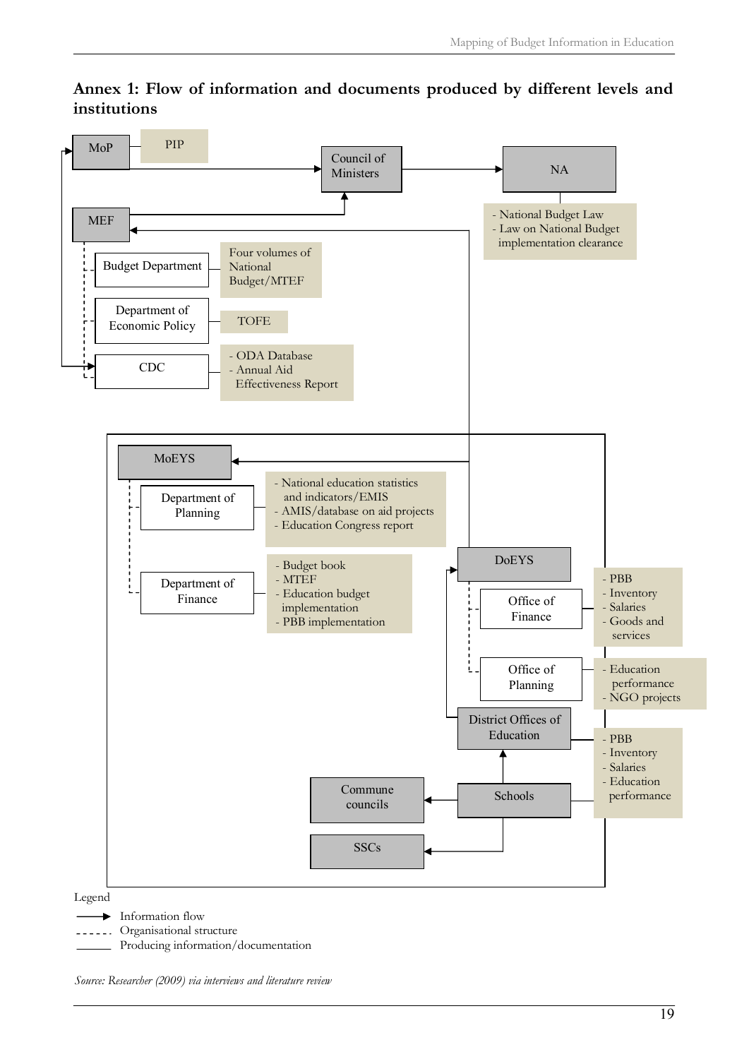## Annex 1: Flow of information and documents produced by different levels and institutions

MoP — PIP

Council of Ministers

NA
- National Budget Law
- Law on National Budget implementation clearance

MEF

Budget Department — Four volumes of National Budget/MTEF

Department of Economic Policy — TOFE

CDC
- ODA Database
- Annual Aid Effectiveness Report

MoEYS

Department of Planning
- National education statistics and indicators/EMIS
- AMIS/database on aid projects
- Education Congress report

Department of Finance
- Budget book
- MTEF
- Education budget implementation
- PBB implementation

DoEYS

Office of Finance
- PBB
- Inventory
- Salaries
- Goods and services

Office of Planning
- Education performance
- NGO projects

District Offices of Education
- PBB
- Inventory
- Salaries
- Education performance

Schools

Commune councils

SSCs

Legend

- → Information flow
- - - - - Organisational structure
- ——— Producing information/documentation

*Source: Researcher (2009) via interviews and literature review*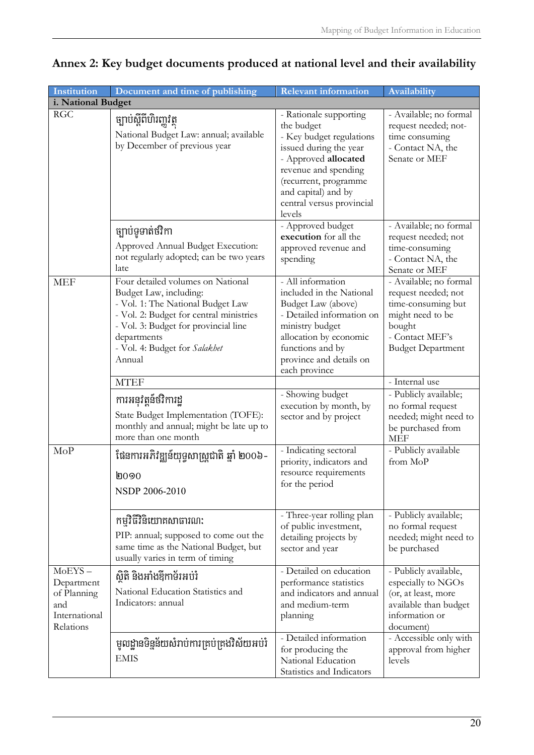## Annex 2: Key budget documents produced at national level and their availability

| Institution | Document and time of publishing | Relevant information | Availability |
|---|---|---|---|
| **i. National Budget** | | | |
| RGC | ច្បាប់ស្តីពីហិរញ្ញវត្ថុ<br>National Budget Law: annual; available by December of previous year | - Rationale supporting the budget<br>- Key budget regulations issued during the year<br>- Approved **allocated** revenue and spending (recurrent, programme and capital) and by central versus provincial levels | - Available; no formal request needed; not-time consuming<br>- Contact NA, the Senate or MEF |
| | ច្បាប់ទូទាត់ថវិកា<br>Approved Annual Budget Execution: not regularly adopted; can be two years late | - Approved budget **execution** for all the approved revenue and spending | - Available; no formal request needed; not time-consuming<br>- Contact NA, the Senate or MEF |
| MEF | Four detailed volumes on National Budget Law, including:<br>- Vol. 1: The National Budget Law<br>- Vol. 2: Budget for central ministries<br>- Vol. 3: Budget for provincial line departments<br>- Vol. 4: Budget for *Salakhet*<br>Annual | - All information included in the National Budget Law (above)<br>- Detailed information on ministry budget allocation by economic functions and by province and details on each province | - Available; no formal request needed; not time-consuming but might need to be bought<br>- Contact MEF's Budget Department |
| | MTEF | | - Internal use |
| | ការអនុវត្តន៍ថវិការដ្ឋ<br>State Budget Implementation (TOFE): monthly and annual; might be late up to more than one month | - Showing budget execution by month, by sector and by project | - Publicly available; no formal request needed; might need to be purchased from MEF |
| MoP | ផែនការអភិវឌ្ឍន៍យុទ្ធសាស្ត្រជាតិ ឆ្នាំ ២០០៦-២០១០<br>NSDP 2006-2010 | - Indicating sectoral priority, indicators and resource requirements for the period | - Publicly available from MoP |
| | កម្មវិធីវិនិយោគសាធារណៈ<br>PIP: annual; supposed to come out the same time as the National Budget, but usually varies in term of timing | - Three-year rolling plan of public investment, detailing projects by sector and year | - Publicly available; no formal request needed; might need to be purchased |
| MoEYS – Department of Planning and International Relations | ស្ថិតិ និងអាំងឌីកាទ័រអប់រំ<br>National Education Statistics and Indicators: annual | - Detailed on education performance statistics and indicators and annual and medium-term planning | - Publicly available, especially to NGOs (or, at least, more available than budget information or document) |
| | មូលដ្ឋានទិន្នន័យសំរាប់ការគ្រប់គ្រងវិស័យអប់រំ<br>EMIS | - Detailed information for producing the National Education Statistics and Indicators | - Accessible only with approval from higher levels |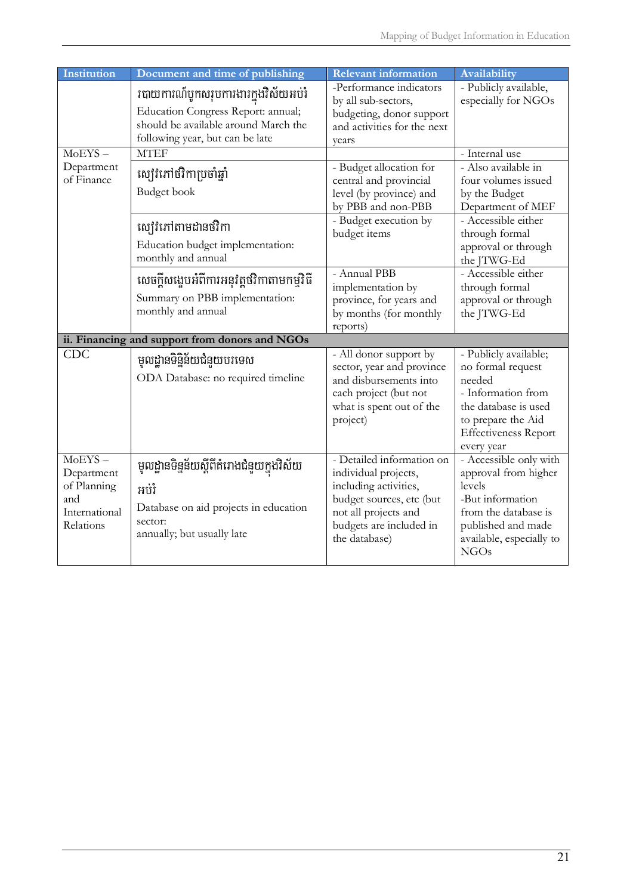| Institution | Document and time of publishing | Relevant information | Availability |
|---|---|---|---|
| | របាយការណ៍បូកសរុបការងារក្នុងវិស័យអប់រំ<br>Education Congress Report: annual; should be available around March the following year, but can be late | -Performance indicators by all sub-sectors, budgeting, donor support and activities for the next years | - Publicly available, especially for NGOs |
| MoEYS – Department of Finance | MTEF | | - Internal use |
| | សៀវភៅថវិកាប្រចាំឆ្នាំ<br>Budget book | - Budget allocation for central and provincial level (by province) and by PBB and non-PBB | - Also available in four volumes issued by the Budget Department of MEF |
| | សៀវភៅតាមដានថវិកា<br>Education budget implementation: monthly and annual | - Budget execution by budget items | - Accessible either through formal approval or through the JTWG-Ed |
| | សេចក្តីសង្ខេបអំពីការអនុវត្តថវិកាតាមកម្មវិធី<br>Summary on PBB implementation: monthly and annual | - Annual PBB implementation by province, for years and by months (for monthly reports) | - Accessible either through formal approval or through the JTWG-Ed |
| **ii. Financing and support from donors and NGOs** | | | |
| CDC | មូលដ្ឋានទិន្និន័យជំនួយបរទេស<br>ODA Database: no required timeline | - All donor support by sector, year and province and disbursements into each project (but not what is spent out of the project) | - Publicly available; no formal request needed<br>- Information from the database is used to prepare the Aid Effectiveness Report every year |
| MoEYS – Department of Planning and International Relations | មូលដ្ឋានទិន្នន័យស្តីពីគំរោងជំនួយក្នុងវិស័យអប់រំ<br>Database on aid projects in education sector: annually; but usually late | - Detailed information on individual projects, including activities, budget sources, etc (but not all projects and budgets are included in the database) | - Accessible only with approval from higher levels<br>-But information from the database is published and made available, especially to NGOs |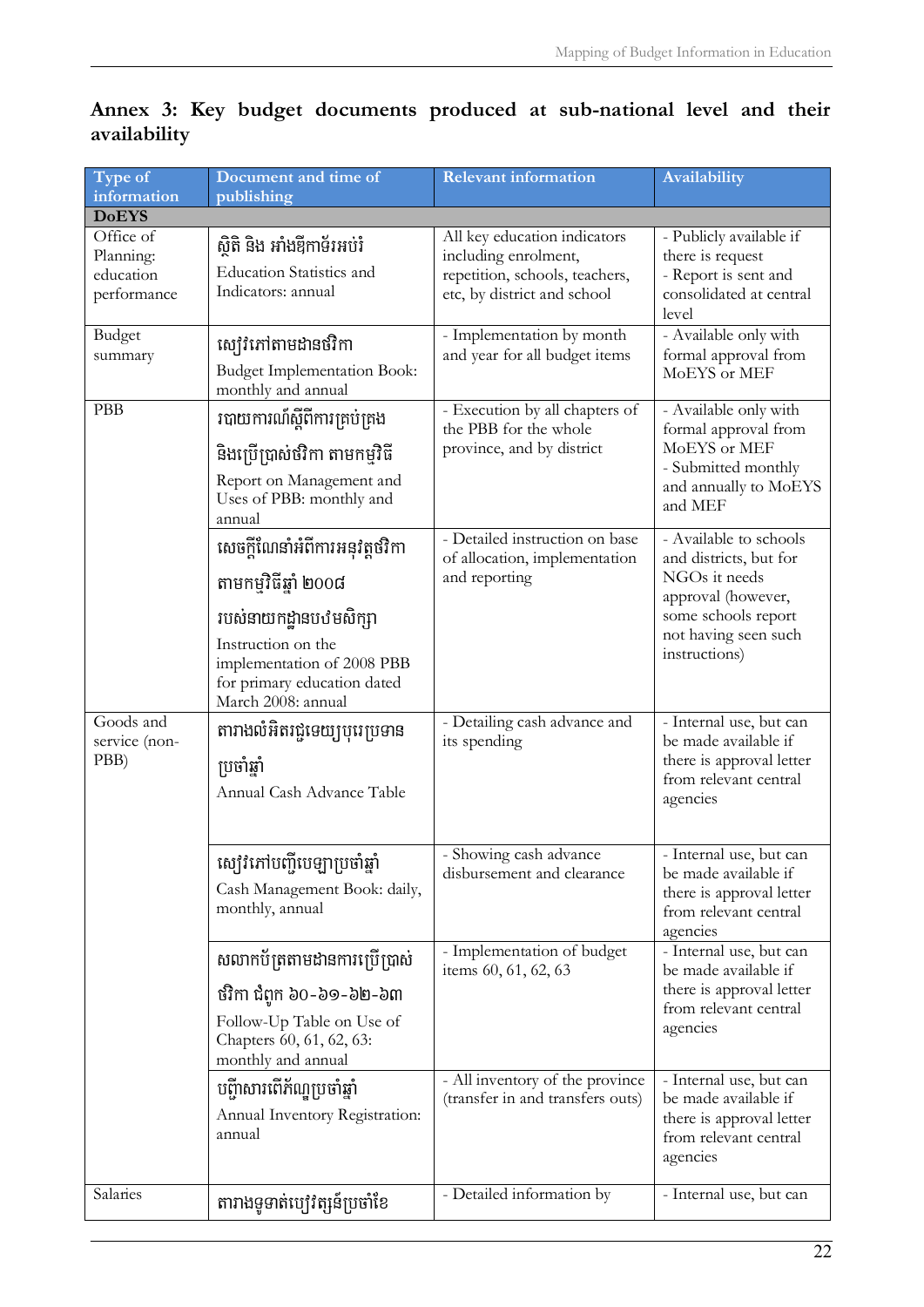## Annex 3: Key budget documents produced at sub-national level and their availability

| Type of information | Document and time of publishing | Relevant information | Availability |
|---|---|---|---|
| **DoEYS** | | | |
| Office of Planning: education performance | ស្ថិតិ និង អាំងឌីកាទ័រអប់រំ<br>Education Statistics and Indicators: annual | All key education indicators including enrolment, repetition, schools, teachers, etc, by district and school | - Publicly available if there is request<br>- Report is sent and consolidated at central level |
| Budget summary | សៀវភៅតាមដានថវិកា<br>Budget Implementation Book: monthly and annual | - Implementation by month and year for all budget items | - Available only with formal approval from MoEYS or MEF |
| PBB | របាយការណ៍ស្តីពីការគ្រប់គ្រង និងប្រើប្រាស់ថវិកា តាមកម្មវិធី<br>Report on Management and Uses of PBB: monthly and annual | - Execution by all chapters of the PBB for the whole province, and by district | - Available only with formal approval from MoEYS or MEF<br>- Submitted monthly and annually to MoEYS and MEF |
| | សេចក្តីណែនាំអំពីការអនុវត្តថវិកា តាមកម្មវិធីឆ្នាំ ២០០៨ របស់នាយកដ្ឋានបឋមសិក្សា<br>Instruction on the implementation of 2008 PBB for primary education dated March 2008: annual | - Detailed instruction on base of allocation, implementation and reporting | - Available to schools and districts, but for NGOs it needs approval (however, some schools report not having seen such instructions) |
| Goods and service (non-PBB) | តារាងលំអិតរជ្ជទេយ្យបុរេប្រទាន ប្រចាំឆ្នាំ<br>Annual Cash Advance Table | - Detailing cash advance and its spending | - Internal use, but can be made available if there is approval letter from relevant central agencies |
| | សៀវភៅបញ្ជីបេឡាប្រចាំឆ្នាំ<br>Cash Management Book: daily, monthly, annual | - Showing cash advance disbursement and clearance | - Internal use, but can be made available if there is approval letter from relevant central agencies |
| | សលាកប័ត្រតាមដានការប្រើប្រាស់ ថវិកា ជំពូក ៦០-៦១-៦២-៦៣<br>Follow-Up Table on Use of Chapters 60, 61, 62, 63: monthly and annual | - Implementation of budget items 60, 61, 62, 63 | - Internal use, but can be made available if there is approval letter from relevant central agencies |
| | បញ្ជីសារពើភ័ណ្ឌប្រចាំឆ្នាំ<br>Annual Inventory Registration: annual | - All inventory of the province (transfer in and transfers outs) | - Internal use, but can be made available if there is approval letter from relevant central agencies |
| Salaries | តារាងទូទាត់បៀវត្សន៍ប្រចាំខែ | - Detailed information by | - Internal use, but can |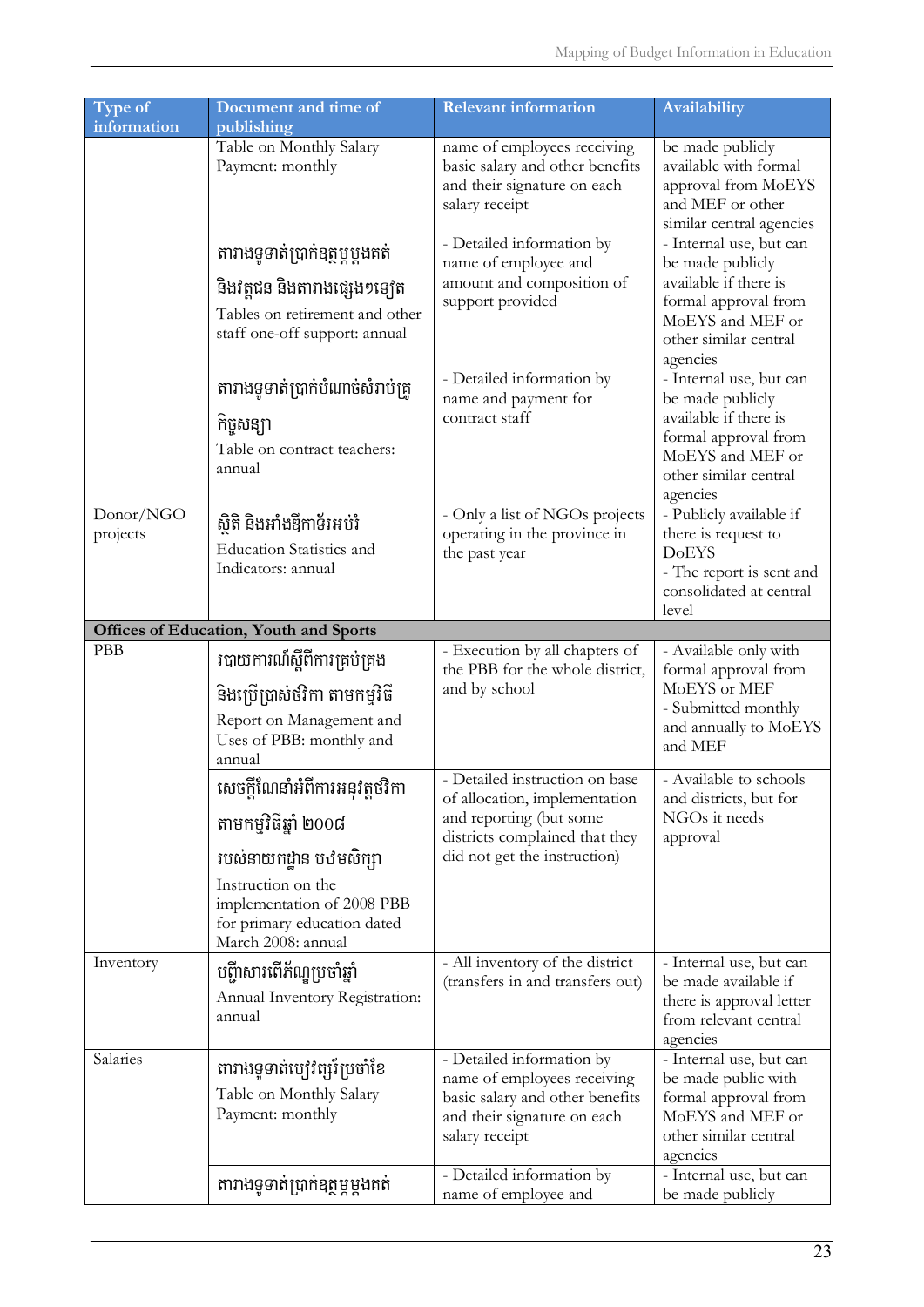| Type of information | Document and time of publishing | Relevant information | Availability |
|---|---|---|---|
| | Table on Monthly Salary Payment: monthly | name of employees receiving basic salary and other benefits and their signature on each salary receipt | be made publicly available with formal approval from MoEYS and MEF or other similar central agencies |
| | តារាងទូទាត់ប្រាក់ឧត្ថម្ភម្តងគត់ និងវត្តជន និងតារាងផ្សេងៗទៀត Tables on retirement and other staff one-off support: annual | - Detailed information by name of employee and amount and composition of support provided | - Internal use, but can be made publicly available if there is formal approval from MoEYS and MEF or other similar central agencies |
| | តារាងទូទាត់ប្រាក់បំណាច់សំរាប់គ្រូកិច្ចសន្យា Table on contract teachers: annual | - Detailed information by name and payment for contract staff | - Internal use, but can be made publicly available if there is formal approval from MoEYS and MEF or other similar central agencies |
| Donor/NGO projects | ស្ថិតិ និងអាំងឌីកាទ័រអប់រំ Education Statistics and Indicators: annual | - Only a list of NGOs projects operating in the province in the past year | - Publicly available if there is request to DoEYS<br>- The report is sent and consolidated at central level |
| **Offices of Education, Youth and Sports** | | | |
| PBB | របាយការណ៍ស្តីពីការគ្រប់គ្រង និងប្រើប្រាស់ថវិកា តាមកម្មវិធី Report on Management and Uses of PBB: monthly and annual | - Execution by all chapters of the PBB for the whole district, and by school | - Available only with formal approval from MoEYS or MEF<br>- Submitted monthly and annually to MoEYS and MEF |
| | សេចក្តីណែនាំអំពីការអនុវត្តថវិកាតាមកម្មវិធីឆ្នាំ ២០០៨ របស់នាយកដ្ឋាន បឋមសិក្សា Instruction on the implementation of 2008 PBB for primary education dated March 2008: annual | - Detailed instruction on base of allocation, implementation and reporting (but some districts complained that they did not get the instruction) | - Available to schools and districts, but for NGOs it needs approval |
| Inventory | បញ្ជីសារពើភ័ណ្ឌប្រចាំឆ្នាំ Annual Inventory Registration: annual | - All inventory of the district (transfers in and transfers out) | - Internal use, but can be made available if there is approval letter from relevant central agencies |
| Salaries | តារាងទូទាត់បៀវត្សរ៍ប្រចាំខែ Table on Monthly Salary Payment: monthly | - Detailed information by name of employees receiving basic salary and other benefits and their signature on each salary receipt | - Internal use, but can be made public with formal approval from MoEYS and MEF or other similar central agencies |
| | តារាងទូទាត់ប្រាក់ឧត្ថម្ភម្តងគត់ | - Detailed information by name of employee and | - Internal use, but can be made publicly |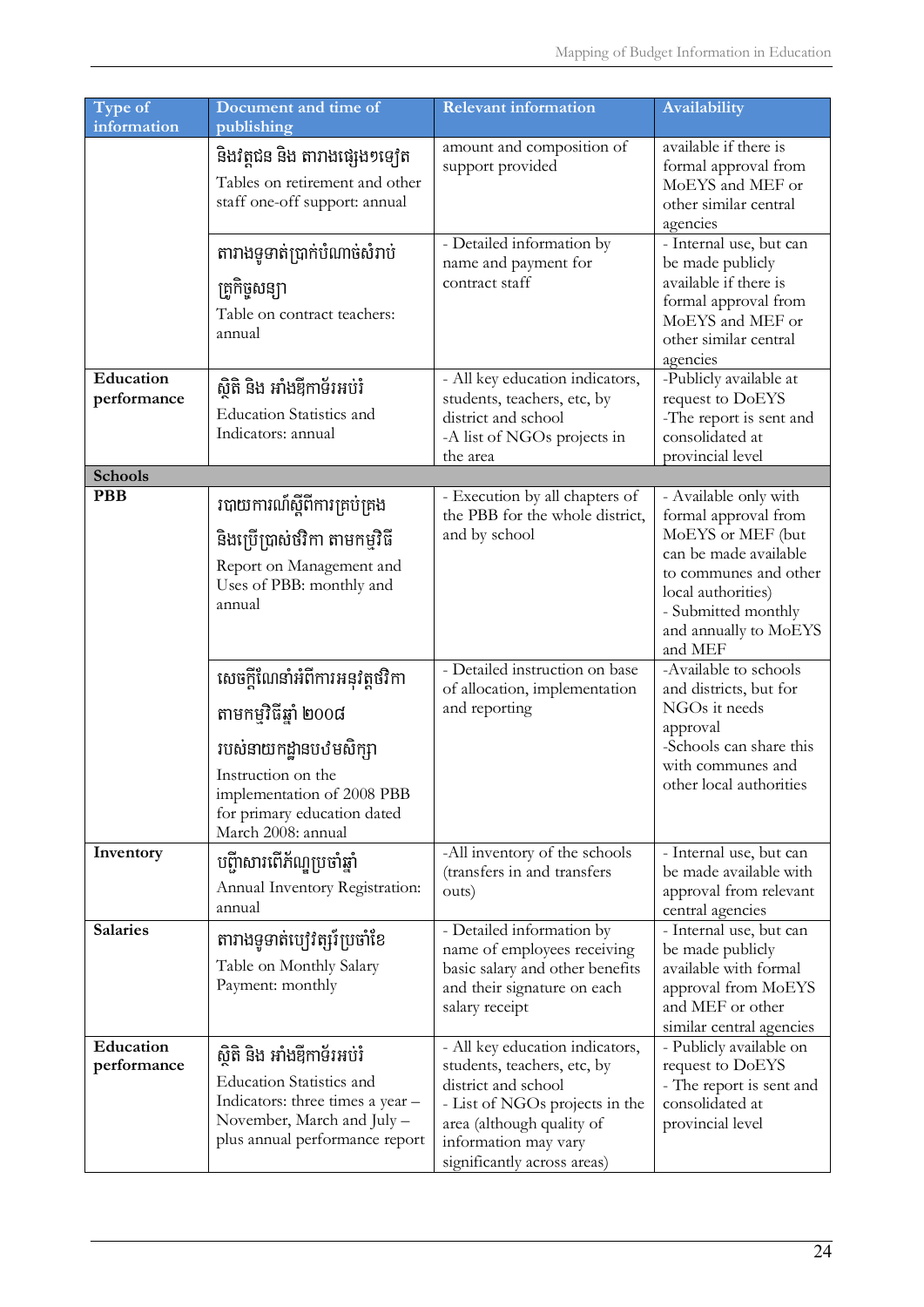| Type of information | Document and time of publishing | Relevant information | Availability |
|---|---|---|---|
| | និងវត្តជន និង តារាងផ្សេងៗទៀត Tables on retirement and other staff one-off support: annual | amount and composition of support provided | available if there is formal approval from MoEYS and MEF or other similar central agencies |
| | តារាងទូទាត់ប្រាក់បំណាច់សំរាប់គ្រូកិច្ចសន្យា Table on contract teachers: annual | - Detailed information by name and payment for contract staff | - Internal use, but can be made publicly available if there is formal approval from MoEYS and MEF or other similar central agencies |
| **Education performance** | ស្ថិតិ និង អាំងឌីកាទ័រអប់រំ Education Statistics and Indicators: annual | - All key education indicators, students, teachers, etc, by district and school<br>-A list of NGOs projects in the area | -Publicly available at request to DoEYS<br>-The report is sent and consolidated at provincial level |
| **Schools** | | | |
| **PBB** | របាយការណ៍ស្តីពីការគ្រប់គ្រង និងប្រើប្រាស់ថវិកា តាមកម្មវិធី Report on Management and Uses of PBB: monthly and annual | - Execution by all chapters of the PBB for the whole district, and by school | - Available only with formal approval from MoEYS or MEF (but can be made available to communes and other local authorities)<br>- Submitted monthly and annually to MoEYS and MEF |
| | សេចក្តីណែនាំអំពីការអនុវត្តថវិកា តាមកម្មវិធីឆ្នាំ ២០០៨ របស់នាយកដ្ឋានបឋមសិក្សា Instruction on the implementation of 2008 PBB for primary education dated March 2008: annual | - Detailed instruction on base of allocation, implementation and reporting | -Available to schools and districts, but for NGOs it needs approval<br>-Schools can share this with communes and other local authorities |
| **Inventory** | បញ្ជីសារពើភ័ណ្ឌប្រចាំឆ្នាំ Annual Inventory Registration: annual | -All inventory of the schools (transfers in and transfers outs) | - Internal use, but can be made available with approval from relevant central agencies |
| **Salaries** | តារាងទូទាត់បៀវត្សរ៍ប្រចាំខែ Table on Monthly Salary Payment: monthly | - Detailed information by name of employees receiving basic salary and other benefits and their signature on each salary receipt | - Internal use, but can be made publicly available with formal approval from MoEYS and MEF or other similar central agencies |
| **Education performance** | ស្ថិតិ និង អាំងឌីកាទ័រអប់រំ Education Statistics and Indicators: three times a year – November, March and July – plus annual performance report | - All key education indicators, students, teachers, etc, by district and school<br>- List of NGOs projects in the area (although quality of information may vary significantly across areas) | - Publicly available on request to DoEYS<br>- The report is sent and consolidated at provincial level |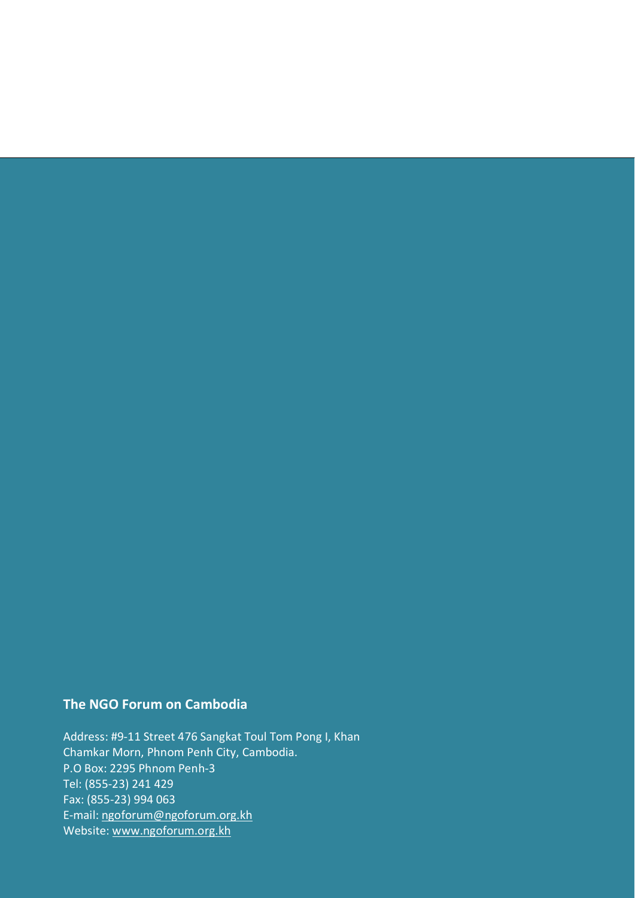**The NGO Forum on Cambodia**

Address: #9-11 Street 476 Sangkat Toul Tom Pong I, Khan Chamkar Morn, Phnom Penh City, Cambodia.
P.O Box: 2295 Phnom Penh-3
Tel: (855-23) 241 429
Fax: (855-23) 994 063
E-mail: ngoforum@ngoforum.org.kh
Website: www.ngoforum.org.kh